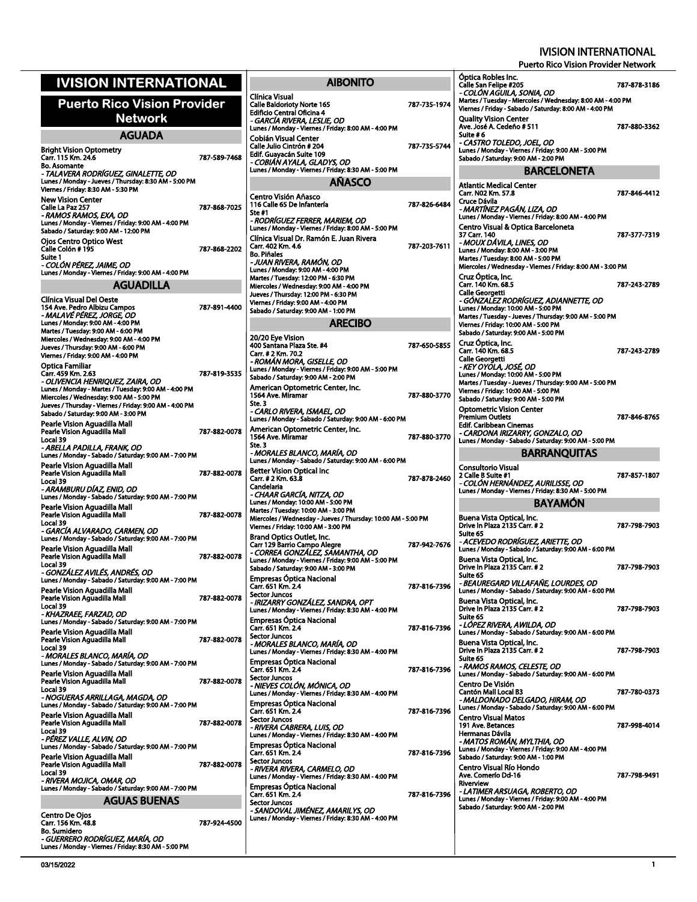# IVISION INTERNATIONAL

## Puerto Rico Vision Provider Network

### AGUADA

Bright Vision Optometry
Carr. 115 Km. 24.6 — 787-589-7468
Bo. Asomante
*- TALAVERA RODRÍGUEZ, GINALETTE, OD*
Lunes / Monday - Jueves / Thursday: 8:30 AM - 5:00 PM
Viernes / Friday: 8:30 AM - 5:30 PM

New Vision Center
Calle La Paz 257 — 787-868-7025
*- RAMOS RAMOS, EXA, OD*
Lunes / Monday - Viernes / Friday: 9:00 AM - 4:00 PM
Sabado / Saturday: 9:00 AM - 12:00 PM

Ojos Centro Optico West
Calle Colón # 195 — 787-868-2202
Suite 1
*- COLÓN PÉREZ, JAIME, OD*
Lunes / Monday - Viernes / Friday: 9:00 AM - 4:00 PM

### AGUADILLA

Clínica Visual Del Oeste
154 Ave. Pedro Albizu Campos — 787-891-4400
*- MALAVÉ PÉREZ, JORGE, OD*
Lunes / Monday: 9:00 AM - 4:00 PM
Martes / Tuesday: 9:00 AM - 6:00 PM
Miercoles / Wednesday: 9:00 AM - 4:00 PM
Jueves / Thursday: 9:00 AM - 6:00 PM
Viernes / Friday: 9:00 AM - 4:00 PM

Optica Familiar
Carr. 459 Km. 2.63 — 787-819-3535
*- OLIVENCIA HENRIQUEZ, ZAIRA, OD*
Lunes / Monday - Martes / Tuesday: 9:00 AM - 4:00 PM
Miercoles / Wednesday: 9:00 AM - 5:00 PM
Jueves / Thursday - Viernes / Friday: 9:00 AM - 4:00 PM
Sabado / Saturday: 9:00 AM - 3:00 PM

Pearle Vision Aguadilla Mall
Pearle Vision Aguadilla Mall — 787-882-0078
Local 39
*- ABELLA PADILLA, FRANK, OD*
Lunes / Monday - Sabado / Saturday: 9:00 AM - 7:00 PM

Pearle Vision Aguadilla Mall
Pearle Vision Aguadilla Mall — 787-882-0078
Local 39
*- ARAMBURU DÍAZ, ENID, OD*
Lunes / Monday - Sabado / Saturday: 9:00 AM - 7:00 PM

Pearle Vision Aguadilla Mall
Pearle Vision Aguadilla Mall — 787-882-0078
Local 39
*- GARCÍA ALVARADO, CARMEN, OD*
Lunes / Monday - Sabado / Saturday: 9:00 AM - 7:00 PM

Pearle Vision Aguadilla Mall
Pearle Vision Aguadilla Mall — 787-882-0078
Local 39
*- GONZÁLEZ AVILÉS, ANDRÉS, OD*
Lunes / Monday - Sabado / Saturday: 9:00 AM - 7:00 PM

Pearle Vision Aguadilla Mall
Pearle Vision Aguadilla Mall — 787-882-0078
Local 39
*- KHAZRAEE, FARZAD, OD*
Lunes / Monday - Sabado / Saturday: 9:00 AM - 7:00 PM

Pearle Vision Aguadilla Mall
Pearle Vision Aguadilla Mall — 787-882-0078
Local 39
*- MORALES BLANCO, MARÍA, OD*
Lunes / Monday - Sabado / Saturday: 9:00 AM - 7:00 PM

Pearle Vision Aguadilla Mall
Pearle Vision Aguadilla Mall — 787-882-0078
Local 39
*- NOGUERAS ARRILLAGA, MAGDA, OD*
Lunes / Monday - Sabado / Saturday: 9:00 AM - 7:00 PM

Pearle Vision Aguadilla Mall
Pearle Vision Aguadilla Mall — 787-882-0078
Local 39
*- PÉREZ VALLE, ALVIN, OD*
Lunes / Monday - Sabado / Saturday: 9:00 AM - 7:00 PM

Pearle Vision Aguadilla Mall
Pearle Vision Aguadilla Mall — 787-882-0078
Local 39
*- RIVERA MOJICA, OMAR, OD*
Lunes / Monday - Sabado / Saturday: 9:00 AM - 7:00 PM

### AGUAS BUENAS

Centro De Ojos
Carr. 156 Km. 48.8 — 787-924-4500
Bo. Sumidero
*- GUERRERO RODRÍGUEZ, MARÍA, OD*
Lunes / Monday - Viernes / Friday: 8:30 AM - 5:00 PM

### AIBONITO

Clínica Visual
Calle Baldorioty Norte 165 — 787-735-1974
Edificio Central Oficina 4
*- GARCÍA RIVERA, LESLIE, OD*
Lunes / Monday - Viernes / Friday: 8:00 AM - 4:00 PM

Cobián Visual Center
Calle Julio Cintrón # 204 — 787-735-5744
Edif. Guayacán Suite 109
*- COBIÁN AYALA, GLADYS, OD*
Lunes / Monday - Viernes / Friday: 8:30 AM - 5:00 PM

### AÑASCO

Centro Visión Añasco
116 Calle 65 De Infantería — 787-826-6484
Ste #1
*- RODRÍGUEZ FERRER, MARIEM, OD*
Lunes / Monday - Viernes / Friday: 8:00 AM - 5:00 PM

Clínica Visual Dr. Ramón E. Juan Rivera
Carr. 402 Km. 4.6 — 787-203-7611
Bo. Piñales
*- JUAN RIVERA, RAMÓN, OD*
Lunes / Monday: 9:00 AM - 4:00 PM
Martes / Tuesday: 12:00 PM - 6:30 PM
Miercoles / Wednesday: 9:00 AM - 4:00 PM
Jueves / Thursday: 12:00 PM - 6:30 PM
Viernes / Friday: 9:00 AM - 4:00 PM
Sabado / Saturday: 9:00 AM - 1:00 PM

### ARECIBO

20/20 Eye Vision
400 Santana Plaza Ste. #4 — 787-650-5855
Carr. # 2 Km. 70.2
*- ROMÁN MORA, GISELLE, OD*
Lunes / Monday - Viernes / Friday: 9:00 AM - 5:00 PM
Sabado / Saturday: 9:00 AM - 2:00 PM

American Optometric Center, Inc.
1564 Ave. Miramar — 787-880-3770
Ste. 3
*- CARLO RIVERA, ISMAEL, OD*
Lunes / Monday - Sabado / Saturday: 9:00 AM - 6:00 PM

American Optometric Center, Inc.
1564 Ave. Miramar — 787-880-3770
Ste. 3
*- MORALES BLANCO, MARÍA, OD*
Lunes / Monday - Sabado / Saturday: 9:00 AM - 6:00 PM

Better Vision Optical Inc
Carr. # 2 Km. 63.8 — 787-878-2460
Candelaria
*- CHAAR GARCÍA, NITZA, OD*
Lunes / Monday: 10:00 AM - 5:00 PM
Martes / Tuesday: 10:00 AM - 3:00 PM
Miercoles / Wednesday - Jueves / Thursday: 10:00 AM - 5:00 PM
Viernes / Friday: 10:00 AM - 3:00 PM

Brand Optics Outlet, Inc.
Carr 129 Barrio Campo Alegre — 787-942-7676
*- CORREA GONZÁLEZ, SAMANTHA, OD*
Lunes / Monday - Viernes / Friday: 9:00 AM - 5:00 PM
Sabado / Saturday: 9:00 AM - 3:00 PM

Empresas Óptica Nacional
Carr. 651 Km. 2.4 — 787-816-7396
Sector Juncos
*- IRIZARRY GONZÁLEZ, SANDRA, OPT*
Lunes / Monday - Viernes / Friday: 8:30 AM - 4:00 PM

Empresas Óptica Nacional
Carr. 651 Km. 2.4 — 787-816-7396
Sector Juncos
*- MORALES BLANCO, MARÍA, OD*
Lunes / Monday - Viernes / Friday: 8:30 AM - 4:00 PM

Empresas Óptica Nacional
Carr. 651 Km. 2.4 — 787-816-7396
Sector Juncos
*- NIEVES COLÓN, MÓNICA, OD*
Lunes / Monday - Viernes / Friday: 8:30 AM - 4:00 PM

Empresas Óptica Nacional
Carr. 651 Km. 2.4 — 787-816-7396
Sector Juncos
*- RIVERA CABRERA, LUIS, OD*
Lunes / Monday - Viernes / Friday: 8:30 AM - 4:00 PM

Empresas Óptica Nacional
Carr. 651 Km. 2.4 — 787-816-7396
Sector Juncos
*- RIVERA RIVERA, CARMELO, OD*
Lunes / Monday - Viernes / Friday: 8:30 AM - 4:00 PM

Empresas Óptica Nacional
Carr. 651 Km. 2.4 — 787-816-7396
Sector Juncos
*- SANDOVAL JIMÉNEZ, AMARILYS, OD*
Lunes / Monday - Viernes / Friday: 8:30 AM - 4:00 PM

Óptica Robles Inc.
Calle San Felipe #205 — 787-878-3186
*- COLÓN AGUILA, SONIA, OD*
Martes / Tuesday - Miercoles / Wednesday: 8:00 AM - 4:00 PM
Viernes / Friday - Sabado / Saturday: 8:00 AM - 4:00 PM

Quality Vision Center
Ave. José A. Cedeño # 511 — 787-880-3362
Suite # 6
*- CASTRO TOLEDO, JOEL, OD*
Lunes / Monday - Viernes / Friday: 9:00 AM - 5:00 PM
Sabado / Saturday: 9:00 AM - 2:00 PM

### BARCELONETA

Atlantic Medical Center
Carr. N02 Km. 57.8 — 787-846-4412
Cruce Dávila
*- MARTÍNEZ PAGÁN, LIZA, OD*
Lunes / Monday - Viernes / Friday: 8:00 AM - 4:00 PM

Centro Visual & Optica Barceloneta
37 Carr. 140 — 787-377-7319
*- MOUX DÁVILA, LINES, OD*
Lunes / Monday: 8:00 AM - 3:00 PM
Martes / Tuesday: 8:00 AM - 5:00 PM
Miercoles / Wednesday - Viernes / Friday: 8:00 AM - 3:00 PM

Cruz Óptica, Inc.
Carr. 140 Km. 68.5 — 787-243-2789
Calle Georgetti
*- GÓNZALEZ RODRÍGUEZ, ADIANNETTE, OD*
Lunes / Monday: 10:00 AM - 5:00 PM
Martes / Tuesday - Jueves / Thursday: 9:00 AM - 5:00 PM
Viernes / Friday: 10:00 AM - 5:00 PM
Sabado / Saturday: 9:00 AM - 5:00 PM

Cruz Óptica, Inc.
Carr. 140 Km. 68.5 — 787-243-2789
Calle Georgetti
*- KEY OYOLA, JOSÉ, OD*
Lunes / Monday: 10:00 AM - 5:00 PM
Martes / Tuesday - Jueves / Thursday: 9:00 AM - 5:00 PM
Viernes / Friday: 10:00 AM - 5:00 PM
Sabado / Saturday: 9:00 AM - 5:00 PM

Optometric Vision Center
Premium Outlets — 787-846-8765
Edif. Caribbean Cinemas
*- CARDONA IRIZARRY, GONZALO, OD*
Lunes / Monday - Sabado / Saturday: 9:00 AM - 5:00 PM

### BARRANQUITAS

Consultorio Visual
2 Calle B Suite #1 — 787-857-1807
*- COLÓN HERNÁNDEZ, AURILISSE, OD*
Lunes / Monday - Viernes / Friday: 8:30 AM - 5:00 PM

### BAYAMÓN

Buena Vista Optical, Inc.
Drive In Plaza 2135 Carr. # 2 — 787-798-7903
Suite 65
*- ACEVEDO RODRÍGUEZ, ARIETTE, OD*
Lunes / Monday - Sabado / Saturday: 9:00 AM - 6:00 PM

Buena Vista Optical, Inc.
Drive In Plaza 2135 Carr. # 2 — 787-798-7903
Suite 65
*- BEAUREGARD VILLAFAÑE, LOURDES, OD*
Lunes / Monday - Sabado / Saturday: 9:00 AM - 6:00 PM

Buena Vista Optical, Inc.
Drive In Plaza 2135 Carr. # 2 — 787-798-7903
Suite 65
*- LÓPEZ RIVERA, AWILDA, OD*
Lunes / Monday - Sabado / Saturday: 9:00 AM - 6:00 PM

Buena Vista Optical, Inc.
Drive In Plaza 2135 Carr. # 2 — 787-798-7903
Suite 65
*- RAMOS RAMOS, CELESTE, OD*
Lunes / Monday - Sabado / Saturday: 9:00 AM - 6:00 PM

Centro De Visión
Cantón Mall Local B3 — 787-780-0373
*- MALDONADO DELGADO, HIRAM, OD*
Lunes / Monday - Sabado / Saturday: 9:00 AM - 6:00 PM

Centro Visual Matos
191 Ave. Betances — 787-998-4014
Hermanas Dávila
*- MATOS ROMÁN, MYLTHIA, OD*
Lunes / Monday - Viernes / Friday: 9:00 AM - 4:00 PM
Sabado / Saturday: 9:00 AM - 1:00 PM

Centro Visual Río Hondo
Ave. Comerío Dd-16 — 787-798-9491
Riverview
*- LATIMER ARSUAGA, ROBERTO, OD*
Lunes / Monday - Viernes / Friday: 9:00 AM - 4:00 PM
Sabado / Saturday: 9:00 AM - 2:00 PM

03/15/2022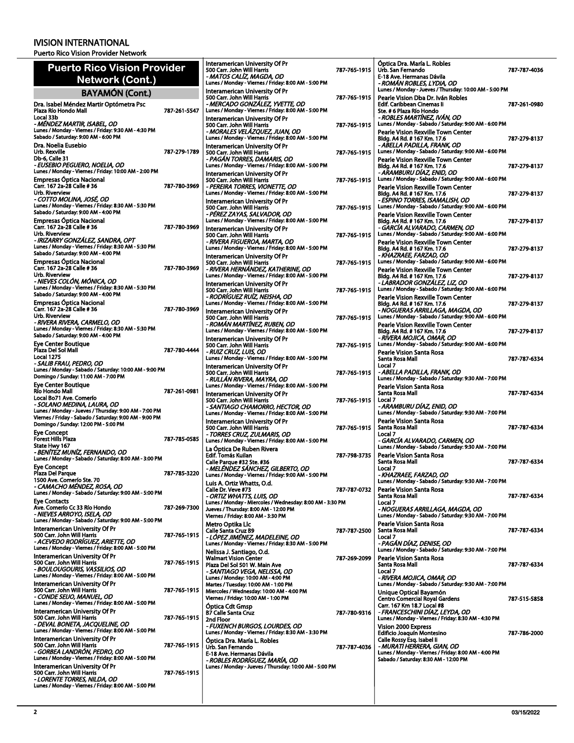## Puerto Rico Vision Provider Network (Cont.)

### BAYAMÓN (Cont.)

**Dra. Isabel Méndez Martir Optómetra Psc**
Plaza Río Hondo Mall
Local 33b
787-261-5547
*- MÉNDEZ MARTIR, ISABEL, OD*
Lunes / Monday - Viernes / Friday: 9:30 AM - 4:30 PM
Sabado / Saturday: 9:00 AM - 6:00 PM

**Dra. Noelia Eusebio**
Urb. Rexville
Db-6, Calle 31
787-279-1789
*- EUSEBIO PEGUERO, NOELIA, OD*
Lunes / Monday - Viernes / Friday: 10:00 AM - 2:00 PM

**Empresas Óptica Nacional**
Carr. 167 2a-28 Calle # 36
Urb. Riverview
787-780-3969
*- COTTO MOLINA, JOSÉ, OD*
Lunes / Monday - Viernes / Friday: 8:30 AM - 5:30 PM
Sabado / Saturday: 9:00 AM - 4:00 PM

**Empresas Óptica Nacional**
Carr. 167 2a-28 Calle # 36
Urb. Riverview
787-780-3969
*- IRIZARRY GONZÁLEZ, SANDRA, OPT*
Lunes / Monday - Viernes / Friday: 8:30 AM - 5:30 PM
Sabado / Saturday: 9:00 AM - 4:00 PM

**Empresas Óptica Nacional**
Carr. 167 2a-28 Calle # 36
Urb. Riverview
787-780-3969
*- NIEVES COLÓN, MÓNICA, OD*
Lunes / Monday - Viernes / Friday: 8:30 AM - 5:30 PM
Sabado / Saturday: 9:00 AM - 4:00 PM

**Empresas Óptica Nacional**
Carr. 167 2a-28 Calle # 36
Urb. Riverview
787-780-3969
*- RIVERA RIVERA, CARMELO, OD*
Lunes / Monday - Viernes / Friday: 8:30 AM - 5:30 PM
Sabado / Saturday: 9:00 AM - 4:00 PM

**Eye Center Boutique**
Plaza Del Sol Mall
Local 1275
787-780-4444
*- SALIB FRAU, PEDRO, OD*
Lunes / Monday - Sabado / Saturday: 10:00 AM - 9:00 PM
Domingo / Sunday: 11:00 AM - 7:00 PM

**Eye Center Boutique**
Río Hondo Mall
Local Bo71 Ave. Comerío
787-261-0981
*- SOLANO MEDINA, LAURA, OD*
Lunes / Monday - Jueves / Thursday: 9:00 AM - 7:00 PM
Viernes / Friday - Sabado / Saturday: 9:00 AM - 9:00 PM
Domingo / Sunday: 12:00 PM - 5:00 PM

**Eye Concept**
Forest Hills Plaza
State Hwy 167
787-785-0585
*- BENÍTEZ MUNÍZ, FERNANDO, OD*
Lunes / Monday - Sabado / Saturday: 8:00 AM - 3:00 PM

**Eye Concept**
Plaza Del Parque
1500 Ave. Comerío Ste. 70
787-785-3220
*- CAMACHO MÉNDEZ, ROSA, OD*
Lunes / Monday - Sabado / Saturday: 9:00 AM - 5:00 PM

**Eye Contacts**
Ave. Comerío Cc 33 Río Hondo
787-269-7300
*- NIEVES ARROYO, ISELA, OD*
Lunes / Monday - Sabado / Saturday: 9:00 AM - 5:00 PM

**Interamerican University Of Pr**
500 Carr. John Will Harris
787-765-1915
*- ACEVEDO RODRÍGUEZ, ARIETTE, OD*
Lunes / Monday - Viernes / Friday: 8:00 AM - 5:00 PM

**Interamerican University Of Pr**
500 Carr. John Will Harris
787-765-1915
*- BOULOUGOURIS, VASSILIOS, OD*
Lunes / Monday - Viernes / Friday: 8:00 AM - 5:00 PM

**Interamerican University Of Pr**
500 Carr. John Will Harris
787-765-1915
*- CONDE SELIO, MANUEL, OD*
Lunes / Monday - Viernes / Friday: 8:00 AM - 5:00 PM

**Interamerican University Of Pr**
500 Carr. John Will Harris
787-765-1915
*- DEVAL BONETA, JACQUELINE, OD*
Lunes / Monday - Viernes / Friday: 8:00 AM - 5:00 PM

**Interamerican University Of Pr**
500 Carr. John Will Harris
787-765-1915
*- GORBEA LANDRÓN, PEDRO, OD*
Lunes / Monday - Viernes / Friday: 8:00 AM - 5:00 PM

**Interamerican University Of Pr**
500 Carr. John Will Harris
787-765-1915
*- LORENTE TORRES, NILDA, OD*
Lunes / Monday - Viernes / Friday: 8:00 AM - 5:00 PM

**Interamerican University Of Pr**
500 Carr. John Will Harris
787-765-1915
*- MATOS CALÍZ, MAGDA, OD*
Lunes / Monday - Viernes / Friday: 8:00 AM - 5:00 PM

**Interamerican University Of Pr**
500 Carr. John Will Harris
787-765-1915
*- MERCADO GONZÁLEZ, YVETTE, OD*
Lunes / Monday - Viernes / Friday: 8:00 AM - 5:00 PM

**Interamerican University Of Pr**
500 Carr. John Will Harris
787-765-1915
*- MORALES VELÁZQUEZ, JUAN, OD*
Lunes / Monday - Viernes / Friday: 8:00 AM - 5:00 PM

**Interamerican University Of Pr**
500 Carr. John Will Harris
787-765-1915
*- PAGÁN TORRES, DAMARIS, OD*
Lunes / Monday - Viernes / Friday: 8:00 AM - 5:00 PM

**Interamerican University Of Pr**
500 Carr. John Will Harris
787-765-1915
*- PEREIRA TORRES, VIONETTE, OD*
Lunes / Monday - Viernes / Friday: 8:00 AM - 5:00 PM

**Interamerican University Of Pr**
500 Carr. John Will Harris
787-765-1915
*- PÉREZ ZAYAS, SALVADOR, OD*
Lunes / Monday - Viernes / Friday: 8:00 AM - 5:00 PM

**Interamerican University Of Pr**
500 Carr. John Will Harris
787-765-1915
*- RIVERA FIGUEROA, MARTA, OD*
Lunes / Monday - Viernes / Friday: 8:00 AM - 5:00 PM

**Interamerican University Of Pr**
500 Carr. John Will Harris
787-765-1915
*- RIVERA HERNÁNDEZ, KATHERINE, OD*
Lunes / Monday - Viernes / Friday: 8:00 AM - 5:00 PM

**Interamerican University Of Pr**
500 Carr. John Will Harris
787-765-1915
*- RODRÍGUEZ RUÍZ, NEISHA, OD*
Lunes / Monday - Viernes / Friday: 8:00 AM - 5:00 PM

**Interamerican University Of Pr**
500 Carr. John Will Harris
787-765-1915
*- ROMÁN MARTÍNEZ, RUBEN, OD*
Lunes / Monday - Viernes / Friday: 8:00 AM - 5:00 PM

**Interamerican University Of Pr**
500 Carr. John Will Harris
787-765-1915
*- RUIZ CRUZ, LUIS, OD*
Lunes / Monday - Viernes / Friday: 8:00 AM - 5:00 PM

**Interamerican University Of Pr**
500 Carr. John Will Harris
787-765-1915
*- RULLÁN RIVERA, MAYRA, OD*
Lunes / Monday - Viernes / Friday: 8:00 AM - 5:00 PM

**Interamerican University Of Pr**
500 Carr. John Will Harris
787-765-1915
*- SANTIAGO CHAMORRO, HECTOR, OD*
Lunes / Monday - Viernes / Friday: 8:00 AM - 5:00 PM

**Interamerican University Of Pr**
500 Carr. John Will Harris
787-765-1915
*- TORRES CRUZ, ZULMARIS, OD*
Lunes / Monday - Viernes / Friday: 8:00 AM - 5:00 PM

**La Óptica De Ruben Rivera**
Edif. Tomás Kuilan
Calle Parque #32 Ste. #36
787-798-3735
*- MELÉNDEZ SÁNCHEZ, GILBERTO, OD*
Lunes / Monday - Viernes / Friday: 9:00 AM - 5:00 PM

**Luis A. Ortiz Whatts, O.d.**
Calle Dr. Veve #73
787-787-0732
*- ORTIZ WHATTS, LUIS, OD*
Lunes / Monday - Miercoles / Wednesday: 8:00 AM - 3:30 PM
Jueves / Thursday: 8:00 AM - 12:00 PM
Viernes / Friday: 8:00 AM - 3:30 PM

**Metro Optika Llc**
Calle Santa Cruz B9
787-787-2500
*- LÓPEZ JIMÉNEZ, MADELEINE, OD*
Lunes / Monday - Viernes / Friday: 8:30 AM - 5:00 PM

**Nelissa J. Santiago, O.d.**
Walmart Vision Center
Plaza Del Sol 501 W. Main Ave
787-269-2099
*- SANTIAGO VEGA, NELISSA, OD*
Lunes / Monday: 10:00 AM - 4:00 PM
Martes / Tuesday: 10:00 AM - 1:00 PM
Miercoles / Wednesday: 10:00 AM - 4:00 PM
Viernes / Friday: 10:00 AM - 1:00 PM

**Óptica Cdt Gmsp**
B7 Calle Santa Cruz
2nd Floor
787-780-9316
*- FUXENCH BURGOS, LOURDES, OD*
Lunes / Monday - Viernes / Friday: 8:30 AM - 3:30 PM

**Óptica Dra. María L. Robles**
Urb. San Fernando
E-18 Ave. Hermanas Dávila
787-787-4036
*- ROBLES RODRÍGUEZ, MARÍA, OD*
Lunes / Monday - Jueves / Thursday: 10:00 AM - 5:00 PM

**Óptica Dra. María L. Robles**
Urb. San Fernando
E-18 Ave. Hermanas Dávila
787-787-4036
*- ROMÁN ROBLES, LYDIA, OD*
Lunes / Monday - Jueves / Thursday: 10:00 AM - 5:00 PM

**Pearle Vision Dba Dr. Iván Robles**
Edif. Caribbean Cinemas Ii
Ste. # 6 Plaza Río Hondo
787-261-0980
*- ROBLES MARTÍNEZ, IVÁN, OD*
Lunes / Monday - Sabado / Saturday: 9:00 AM - 6:00 PM

**Pearle Vision Rexville Town Center**
Bldg. A4 Rd. # 167 Km. 17.6
787-279-8137
*- ABELLA PADILLA, FRANK, OD*
Lunes / Monday - Sabado / Saturday: 9:00 AM - 6:00 PM

**Pearle Vision Rexville Town Center**
Bldg. A4 Rd. # 167 Km. 17.6
787-279-8137
*- ARAMBURU DÍAZ, ENID, OD*
Lunes / Monday - Sabado / Saturday: 9:00 AM - 6:00 PM

**Pearle Vision Rexville Town Center**
Bldg. A4 Rd. # 167 Km. 17.6
787-279-8137
*- ESPINO TORRES, ISAMALISH, OD*
Lunes / Monday - Sabado / Saturday: 9:00 AM - 6:00 PM

**Pearle Vision Rexville Town Center**
Bldg. A4 Rd. # 167 Km. 17.6
787-279-8137
*- GARCÍA ALVARADO, CARMEN, OD*
Lunes / Monday - Sabado / Saturday: 9:00 AM - 6:00 PM

**Pearle Vision Rexville Town Center**
Bldg. A4 Rd. # 167 Km. 17.6
787-279-8137
*- KHAZRAEE, FARZAD, OD*
Lunes / Monday - Sabado / Saturday: 9:00 AM - 6:00 PM

**Pearle Vision Rexville Town Center**
Bldg. A4 Rd. # 167 Km. 17.6
787-279-8137
*- LABRADOR GONZÁLEZ, LIZ, OD*
Lunes / Monday - Sabado / Saturday: 9:00 AM - 6:00 PM

**Pearle Vision Rexville Town Center**
Bldg. A4 Rd. # 167 Km. 17.6
787-279-8137
*- NOGUERAS ARRILLAGA, MAGDA, OD*
Lunes / Monday - Sabado / Saturday: 9:00 AM - 6:00 PM

**Pearle Vision Rexville Town Center**
Bldg. A4 Rd. # 167 Km. 17.6
787-279-8137
*- RIVERA MOJICA, OMAR, OD*
Lunes / Monday - Sabado / Saturday: 9:00 AM - 6:00 PM

**Pearle Vision Santa Rosa**
Santa Rosa Mall
Local 7
787-787-6334
*- ABELLA PADILLA, FRANK, OD*
Lunes / Monday - Sabado / Saturday: 9:30 AM - 7:00 PM

**Pearle Vision Santa Rosa**
Santa Rosa Mall
Local 7
787-787-6334
*- ARAMBURU DÍAZ, ENID, OD*
Lunes / Monday - Sabado / Saturday: 9:30 AM - 7:00 PM

**Pearle Vision Santa Rosa**
Santa Rosa Mall
Local 7
787-787-6334
*- GARCÍA ALVARADO, CARMEN, OD*
Lunes / Monday - Sabado / Saturday: 9:30 AM - 7:00 PM

**Pearle Vision Santa Rosa**
Santa Rosa Mall
Local 7
787-787-6334
*- KHAZRAEE, FARZAD, OD*
Lunes / Monday - Sabado / Saturday: 9:30 AM - 7:00 PM

**Pearle Vision Santa Rosa**
Santa Rosa Mall
Local 7
787-787-6334
*- NOGUERAS ARRILLAGA, MAGDA, OD*
Lunes / Monday - Sabado / Saturday: 9:30 AM - 7:00 PM

**Pearle Vision Santa Rosa**
Santa Rosa Mall
Local 7
787-787-6334
*- PAGÁN DÍAZ, DENISE, OD*
Lunes / Monday - Sabado / Saturday: 9:30 AM - 7:00 PM

**Pearle Vision Santa Rosa**
Santa Rosa Mall
Local 7
787-787-6334
*- RIVERA MOJICA, OMAR, OD*
Lunes / Monday - Sabado / Saturday: 9:30 AM - 7:00 PM

**Unique Optical Bayamón**
Centro Comercial Royal Gardens
Carr. 167 Km 18.7 Local #8
787-515-5858
*- FRANCESCHINI DÍAZ, LEYDA, OD*
Lunes / Monday - Viernes / Friday: 8:30 AM - 4:30 PM

**Vision 2000 Express**
Edificio Joaquín Montesino
Calle Rossy Esq. Isabel Ii
787-786-2000
*- MURATI HERRERA, GIAN, OD*
Lunes / Monday - Viernes / Friday: 8:00 AM - 4:00 PM
Sabado / Saturday: 8:30 AM - 12:00 PM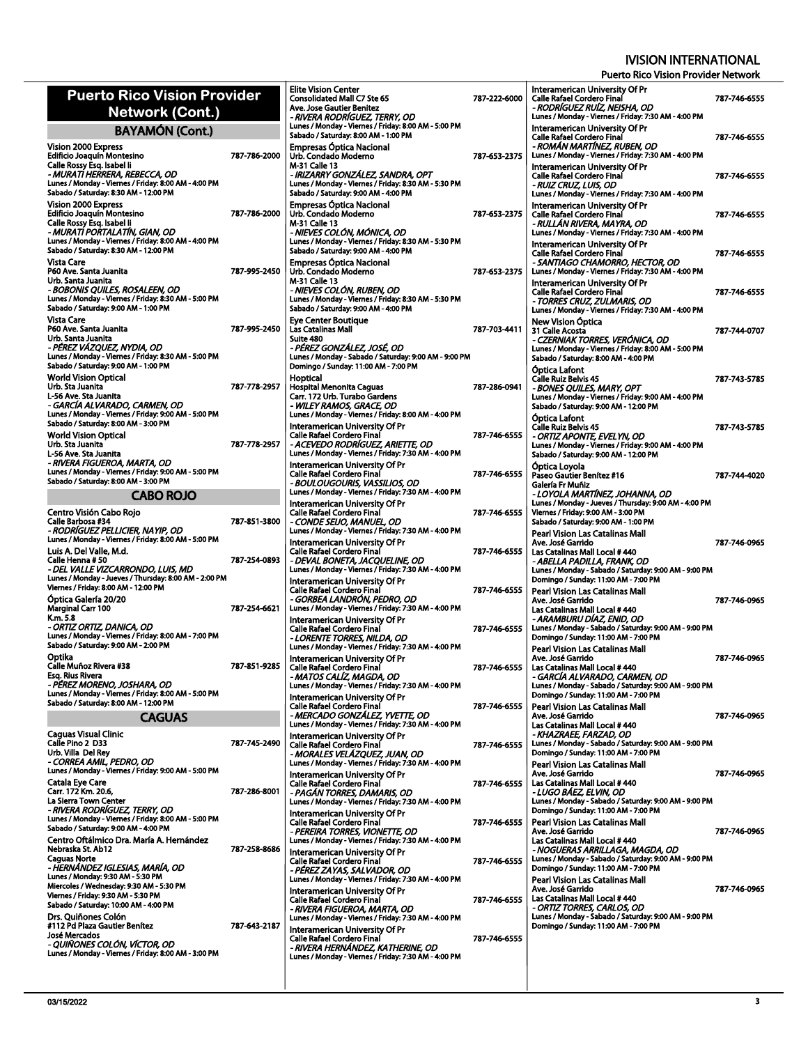# Puerto Rico Vision Provider Network (Cont.)

## BAYAMÓN (Cont.)

**Vision 2000 Express**
Edificio Joaquín Montesino — 787-786-2000
Calle Rossy Esq. Isabel Ii
*- MURATI HERRERA, REBECCA, OD*
Lunes / Monday - Viernes / Friday: 8:00 AM - 4:00 PM
Sabado / Saturday: 8:30 AM - 12:00 PM

**Vision 2000 Express**
Edificio Joaquín Montesino — 787-786-2000
Calle Rossy Esq. Isabel Ii
*- MURATI PORTALATÍN, GIAN, OD*
Lunes / Monday - Viernes / Friday: 8:00 AM - 4:00 PM
Sabado / Saturday: 8:30 AM - 12:00 PM

**Vista Care**
P60 Ave. Santa Juanita — 787-995-2450
Urb. Santa Juanita
*- BOBONIS QUILES, ROSALEEN, OD*
Lunes / Monday - Viernes / Friday: 8:30 AM - 5:00 PM
Sabado / Saturday: 9:00 AM - 1:00 PM

**Vista Care**
P60 Ave. Santa Juanita — 787-995-2450
Urb. Santa Juanita
*- PÉREZ VÁZQUEZ, NYDIA, OD*
Lunes / Monday - Viernes / Friday: 8:30 AM - 5:00 PM
Sabado / Saturday: 9:00 AM - 1:00 PM

**World Vision Optical**
Urb. Sta Juanita — 787-778-2957
L-56 Ave. Sta Juanita
*- GARCÍA ALVARADO, CARMEN, OD*
Lunes / Monday - Viernes / Friday: 9:00 AM - 5:00 PM
Sabado / Saturday: 8:00 AM - 3:00 PM

**World Vision Optical**
Urb. Sta Juanita — 787-778-2957
L-56 Ave. Sta Juanita
*- RIVERA FIGUEROA, MARTA, OD*
Lunes / Monday - Viernes / Friday: 9:00 AM - 5:00 PM
Sabado / Saturday: 8:00 AM - 3:00 PM

## CABO ROJO

**Centro Visión Cabo Rojo**
Calle Barbosa #34 — 787-851-3800
*- RODRÍGUEZ PELLICIER, NAYIP, OD*
Lunes / Monday - Viernes / Friday: 8:00 AM - 5:00 PM

**Luis A. Del Valle, M.d.**
Calle Henna # 50 — 787-254-0893
*- DEL VALLE VIZCARRONDO, LUIS, MD*
Lunes / Monday - Jueves / Thursday: 8:00 AM - 2:00 PM
Viernes / Friday: 8:00 AM - 12:00 PM

**Óptica Galería 20/20**
Marginal Carr 100 — 787-254-6621
K.m. 5.8
*- ORTIZ ORTIZ, DANICA, OD*
Lunes / Monday - Viernes / Friday: 8:00 AM - 7:00 PM
Sabado / Saturday: 9:00 AM - 2:00 PM

**Optika**
Calle Muñoz Rivera #38 — 787-851-9285
Esq. Rius Rivera
*- PÉREZ MORENO, JOSHARA, OD*
Lunes / Monday - Viernes / Friday: 8:00 AM - 5:00 PM
Sabado / Saturday: 8:00 AM - 12:00 PM

## CAGUAS

**Caguas Visual Clinic**
Calle Pino 2 D33 — 787-745-2490
Urb. Villa Del Rey
*- CORREA AMIL, PEDRO, OD*
Lunes / Monday - Viernes / Friday: 9:00 AM - 5:00 PM

**Catala Eye Care**
Carr. 172 Km. 20.6, — 787-286-8001
La Sierra Town Center
*- RIVERA RODRÍGUEZ, TERRY, OD*
Lunes / Monday - Viernes / Friday: 8:00 AM - 5:00 PM
Sabado / Saturday: 9:00 AM - 4:00 PM

**Centro Oftálmico Dra. María A. Hernández**
Nebraska St. Ab12 — 787-258-8686
Caguas Norte
*- HERNÁNDEZ IGLESIAS, MARÍA, OD*
Lunes / Monday: 9:30 AM - 5:30 PM
Miercoles / Wednesday: 9:30 AM - 5:30 PM
Viernes / Friday: 9:30 AM - 5:30 PM
Sabado / Saturday: 10:00 AM - 4:00 PM

**Drs. Quiñones Colón**
#112 Pd Plaza Gautier Benítez — 787-643-2187
José Mercados
*- QUIÑONES COLÓN, VÍCTOR, OD*
Lunes / Monday - Viernes / Friday: 8:00 AM - 3:00 PM

**Elite Vision Center**
Consolidated Mall C7 Ste 65 — 787-222-6000
Ave. Jose Gautier Benitez
*- RIVERA RODRÍGUEZ, TERRY, OD*
Lunes / Monday - Viernes / Friday: 8:00 AM - 5:00 PM
Sabado / Saturday: 8:00 AM - 1:00 PM

**Empresas Óptica Nacional**
Urb. Condado Moderno — 787-653-2375
M-31 Calle 13
*- IRIZARRY GONZÁLEZ, SANDRA, OPT*
Lunes / Monday - Viernes / Friday: 8:30 AM - 5:30 PM
Sabado / Saturday: 9:00 AM - 4:00 PM

**Empresas Óptica Nacional**
Urb. Condado Moderno — 787-653-2375
M-31 Calle 13
*- NIEVES COLÓN, MÓNICA, OD*
Lunes / Monday - Viernes / Friday: 8:30 AM - 5:30 PM
Sabado / Saturday: 9:00 AM - 4:00 PM

**Empresas Óptica Nacional**
Urb. Condado Moderno — 787-653-2375
M-31 Calle 13
*- NIEVES COLÓN, RUBEN, OD*
Lunes / Monday - Viernes / Friday: 8:30 AM - 5:30 PM
Sabado / Saturday: 9:00 AM - 4:00 PM

**Eye Center Boutique**
Las Catalinas Mall — 787-703-4411
Suite 480
*- PÉREZ GONZÁLEZ, JOSÉ, OD*
Lunes / Monday - Sabado / Saturday: 9:00 AM - 9:00 PM
Domingo / Sunday: 11:00 AM - 7:00 PM

**Hoptical**
Hospital Menonita Caguas — 787-286-0941
Carr. 172 Urb. Turabo Gardens
*- WILEY RAMOS, GRACE, OD*
Lunes / Monday - Viernes / Friday: 8:00 AM - 4:00 PM

**Interamerican University Of Pr**
Calle Rafael Cordero Final — 787-746-6555
*- ACEVEDO RODRÍGUEZ, ARIETTE, OD*
Lunes / Monday - Viernes / Friday: 7:30 AM - 4:00 PM

**Interamerican University Of Pr**
Calle Rafael Cordero Final — 787-746-6555
*- BOULOUGOURIS, VASSILIOS, OD*
Lunes / Monday - Viernes / Friday: 7:30 AM - 4:00 PM

**Interamerican University Of Pr**
Calle Rafael Cordero Final — 787-746-6555
*- CONDE SEIJO, MANUEL, OD*
Lunes / Monday - Viernes / Friday: 7:30 AM - 4:00 PM

**Interamerican University Of Pr**
Calle Rafael Cordero Final — 787-746-6555
*- DEVAL BONETA, JACQUELINE, OD*
Lunes / Monday - Viernes / Friday: 7:30 AM - 4:00 PM

**Interamerican University Of Pr**
Calle Rafael Cordero Final — 787-746-6555
*- GORBEA LANDRÓN, PEDRO, OD*
Lunes / Monday - Viernes / Friday: 7:30 AM - 4:00 PM

**Interamerican University Of Pr**
Calle Rafael Cordero Final — 787-746-6555
*- LORENTE TORRES, NILDA, OD*
Lunes / Monday - Viernes / Friday: 7:30 AM - 4:00 PM

**Interamerican University Of Pr**
Calle Rafael Cordero Final — 787-746-6555
*- MATOS CALÍZ, MAGDA, OD*
Lunes / Monday - Viernes / Friday: 7:30 AM - 4:00 PM

**Interamerican University Of Pr**
Calle Rafael Cordero Final — 787-746-6555
*- MERCADO GONZÁLEZ, YVETTE, OD*
Lunes / Monday - Viernes / Friday: 7:30 AM - 4:00 PM

**Interamerican University Of Pr**
Calle Rafael Cordero Final — 787-746-6555
*- MORALES VELÁZQUEZ, JUAN, OD*
Lunes / Monday - Viernes / Friday: 7:30 AM - 4:00 PM

**Interamerican University Of Pr**
Calle Rafael Cordero Final — 787-746-6555
*- PAGÁN TORRES, DAMARIS, OD*
Lunes / Monday - Viernes / Friday: 7:30 AM - 4:00 PM

**Interamerican University Of Pr**
Calle Rafael Cordero Final — 787-746-6555
*- PEREIRA TORRES, VIONETTE, OD*
Lunes / Monday - Viernes / Friday: 7:30 AM - 4:00 PM

**Interamerican University Of Pr**
Calle Rafael Cordero Final — 787-746-6555
*- PÉREZ ZAYAS, SALVADOR, OD*
Lunes / Monday - Viernes / Friday: 7:30 AM - 4:00 PM

**Interamerican University Of Pr**
Calle Rafael Cordero Final — 787-746-6555
*- RIVERA FIGUEROA, MARTA, OD*
Lunes / Monday - Viernes / Friday: 7:30 AM - 4:00 PM

**Interamerican University Of Pr**
Calle Rafael Cordero Final — 787-746-6555
*- RIVERA HERNÁNDEZ, KATHERINE, OD*
Lunes / Monday - Viernes / Friday: 7:30 AM - 4:00 PM

**Interamerican University Of Pr**
Calle Rafael Cordero Final — 787-746-6555
*- RODRÍGUEZ RUÍZ, NEISHA, OD*
Lunes / Monday - Viernes / Friday: 7:30 AM - 4:00 PM

**Interamerican University Of Pr**
Calle Rafael Cordero Final — 787-746-6555
*- ROMÁN MARTÍNEZ, RUBEN, OD*
Lunes / Monday - Viernes / Friday: 7:30 AM - 4:00 PM

**Interamerican University Of Pr**
Calle Rafael Cordero Final — 787-746-6555
*- RUIZ CRUZ, LUIS, OD*
Lunes / Monday - Viernes / Friday: 7:30 AM - 4:00 PM

**Interamerican University Of Pr**
Calle Rafael Cordero Final — 787-746-6555
*- RULLÁN RIVERA, MAYRA, OD*
Lunes / Monday - Viernes / Friday: 7:30 AM - 4:00 PM

**Interamerican University Of Pr**
Calle Rafael Cordero Final — 787-746-6555
*- SANTIAGO CHAMORRO, HECTOR, OD*
Lunes / Monday - Viernes / Friday: 7:30 AM - 4:00 PM

**Interamerican University Of Pr**
Calle Rafael Cordero Final — 787-746-6555
*- TORRES CRUZ, ZULMARIS, OD*
Lunes / Monday - Viernes / Friday: 7:30 AM - 4:00 PM

**New Vision Óptica**
31 Calle Acosta — 787-744-0707
*- CZERNIAK TORRES, VERÓNICA, OD*
Lunes / Monday - Viernes / Friday: 8:00 AM - 5:00 PM
Sabado / Saturday: 8:00 AM - 4:00 PM

**Óptica Lafont**
Calle Ruiz Belvis 45 — 787-743-5785
*- BONES QUILES, MARY, OPT*
Lunes / Monday - Viernes / Friday: 9:00 AM - 4:00 PM
Sabado / Saturday: 9:00 AM - 12:00 PM

**Óptica Lafont**
Calle Ruiz Belvis 45 — 787-743-5785
*- ORTIZ APONTE, EVELYN, OD*
Lunes / Monday - Viernes / Friday: 9:00 AM - 4:00 PM
Sabado / Saturday: 9:00 AM - 12:00 PM

**Óptica Loyola**
Paseo Gautier Benítez #16 — 787-744-4020
Galería Fr Muñiz
*- LOYOLA MARTÍNEZ, JOHANNA, OD*
Lunes / Monday - Jueves / Thursday: 9:00 AM - 4:00 PM
Viernes / Friday: 9:00 AM - 3:00 PM
Sabado / Saturday: 9:00 AM - 1:00 PM

**Pearl Vision Las Catalinas Mall**
Ave. José Garrido — 787-746-0965
Las Catalinas Mall Local # 440
*- ABELLA PADILLA, FRANK, OD*
Lunes / Monday - Sabado / Saturday: 9:00 AM - 9:00 PM
Domingo / Sunday: 11:00 AM - 7:00 PM

**Pearl Vision Las Catalinas Mall**
Ave. José Garrido — 787-746-0965
Las Catalinas Mall Local # 440
*- ARAMBURU DÍAZ, ENID, OD*
Lunes / Monday - Sabado / Saturday: 9:00 AM - 9:00 PM
Domingo / Sunday: 11:00 AM - 7:00 PM

**Pearl Vision Las Catalinas Mall**
Ave. José Garrido — 787-746-0965
Las Catalinas Mall Local # 440
*- GARCÍA ALVARADO, CARMEN, OD*
Lunes / Monday - Sabado / Saturday: 9:00 AM - 9:00 PM
Domingo / Sunday: 11:00 AM - 7:00 PM

**Pearl Vision Las Catalinas Mall**
Ave. José Garrido — 787-746-0965
Las Catalinas Mall Local # 440
*- KHAZRAEE, FARZAD, OD*
Lunes / Monday - Sabado / Saturday: 9:00 AM - 9:00 PM
Domingo / Sunday: 11:00 AM - 7:00 PM

**Pearl Vision Las Catalinas Mall**
Ave. José Garrido — 787-746-0965
Las Catalinas Mall Local # 440
*- LUGO BÁEZ, ELVIN, OD*
Lunes / Monday - Sabado / Saturday: 9:00 AM - 9:00 PM
Domingo / Sunday: 11:00 AM - 7:00 PM

**Pearl Vision Las Catalinas Mall**
Ave. José Garrido — 787-746-0965
Las Catalinas Mall Local # 440
*- NOGUERAS ARRILLAGA, MAGDA, OD*
Lunes / Monday - Sabado / Saturday: 9:00 AM - 9:00 PM
Domingo / Sunday: 11:00 AM - 7:00 PM

**Pearl Vision Las Catalinas Mall**
Ave. José Garrido — 787-746-0965
Las Catalinas Mall Local # 440
*- ORTIZ TORRES, CARLOS, OD*
Lunes / Monday - Sabado / Saturday: 9:00 AM - 9:00 PM
Domingo / Sunday: 11:00 AM - 7:00 PM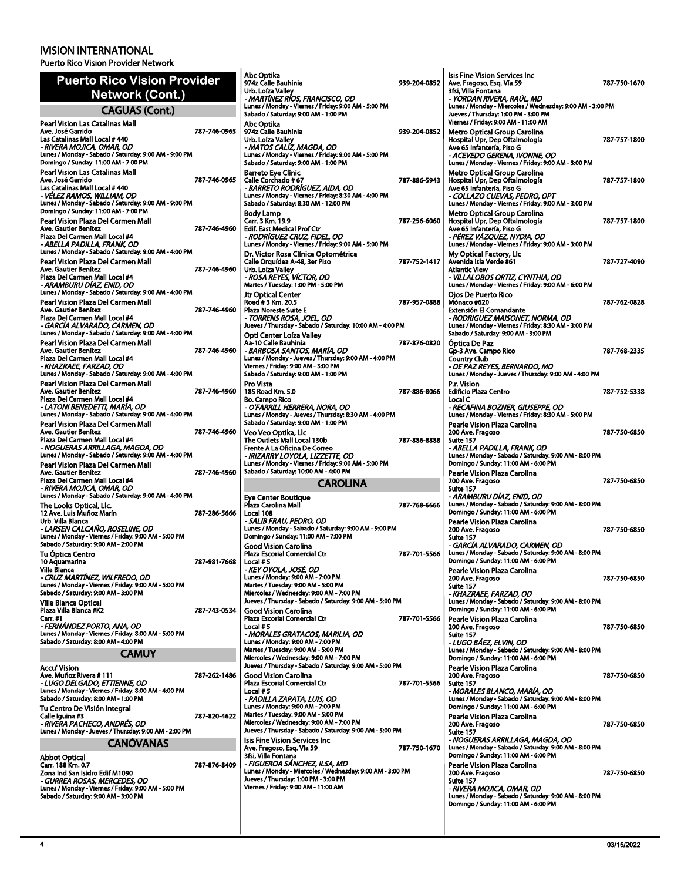# Puerto Rico Vision Provider Network (Cont.)

## CAGUAS (Cont.)

**Pearl Vision Las Catalinas Mall**
Ave. José Garrido — 787-746-0965
Las Catalinas Mall Local # 440
*- RIVERA MOJICA, OMAR, OD*
Lunes / Monday - Sabado / Saturday: 9:00 AM - 9:00 PM
Domingo / Sunday: 11:00 AM - 7:00 PM

**Pearl Vision Las Catalinas Mall**
Ave. José Garrido — 787-746-0965
Las Catalinas Mall Local # 440
*- VÉLEZ RAMOS, WILLIAM, OD*
Lunes / Monday - Sabado / Saturday: 9:00 AM - 9:00 PM
Domingo / Sunday: 11:00 AM - 7:00 PM

**Pearl Vision Plaza Del Carmen Mall**
Ave. Gautier Benítez — 787-746-4960
Plaza Del Carmen Mall Local #4
*- ABELLA PADILLA, FRANK, OD*
Lunes / Monday - Sabado / Saturday: 9:00 AM - 4:00 PM

**Pearl Vision Plaza Del Carmen Mall**
Ave. Gautier Benítez — 787-746-4960
Plaza Del Carmen Mall Local #4
*- ARAMBURU DÍAZ, ENID, OD*
Lunes / Monday - Sabado / Saturday: 9:00 AM - 4:00 PM

**Pearl Vision Plaza Del Carmen Mall**
Ave. Gautier Benítez — 787-746-4960
Plaza Del Carmen Mall Local #4
*- GARCÍA ALVARADO, CARMEN, OD*
Lunes / Monday - Sabado / Saturday: 9:00 AM - 4:00 PM

**Pearl Vision Plaza Del Carmen Mall**
Ave. Gautier Benítez — 787-746-4960
Plaza Del Carmen Mall Local #4
*- KHAZRAEE, FARZAD, OD*
Lunes / Monday - Sabado / Saturday: 9:00 AM - 4:00 PM

**Pearl Vision Plaza Del Carmen Mall**
Ave. Gautier Benítez — 787-746-4960
Plaza Del Carmen Mall Local #4
*- LATONI BENEDETTI, MARÍA, OD*
Lunes / Monday - Sabado / Saturday: 9:00 AM - 4:00 PM

**Pearl Vision Plaza Del Carmen Mall**
Ave. Gautier Benítez — 787-746-4960
Plaza Del Carmen Mall Local #4
*- NOGUERAS ARRILLAGA, MAGDA, OD*
Lunes / Monday - Sabado / Saturday: 9:00 AM - 4:00 PM

**Pearl Vision Plaza Del Carmen Mall**
Ave. Gautier Benítez — 787-746-4960
Plaza Del Carmen Mall Local #4
*- RIVERA MOJICA, OMAR, OD*
Lunes / Monday - Sabado / Saturday: 9:00 AM - 4:00 PM

**The Looks Optical, Llc.**
12 Ave. Luis Muñoz Marín — 787-286-5666
Urb. Villa Blanca
*- LARSEN CALCAÑO, ROSELINE, OD*
Lunes / Monday - Viernes / Friday: 9:00 AM - 5:00 PM
Sabado / Saturday: 9:00 AM - 2:00 PM

**Tu Óptica Centro**
10 Aquamarina — 787-981-7668
Villa Blanca
*- CRUZ MARTÍNEZ, WILFREDO, OD*
Lunes / Monday - Viernes / Friday: 9:00 AM - 5:00 PM
Sabado / Saturday: 9:00 AM - 3:00 PM

**Villa Blanca Optical**
Plaza Villa Blanca #K2 — 787-743-0534
Carr. #1
*- FERNÁNDEZ PORTO, ANA, OD*
Lunes / Monday - Viernes / Friday: 8:00 AM - 5:00 PM
Sabado / Saturday: 8:00 AM - 4:00 PM

## CAMUY

**Accu' Vision**
Ave. Muñoz Rivera # 111 — 787-262-1486
*- LUGO DELGADO, ETTIENNE, OD*
Lunes / Monday - Viernes / Friday: 8:00 AM - 4:00 PM
Sabado / Saturday: 8:00 AM - 1:00 PM

**Tu Centro De Visión Integral**
Calle Iguina #3 — 787-820-4622
*- RIVERA PACHECO, ANDRÉS, OD*
Lunes / Monday - Jueves / Thursday: 9:00 AM - 2:00 PM

## CANÓVANAS

**Abbot Optical**
Carr. 188 Km. 0.7 — 787-876-8409
Zona Ind San Isidro Edif M1090
*- GURREA ROSAS, MERCEDES, OD*
Lunes / Monday - Viernes / Friday: 9:00 AM - 5:00 PM
Sabado / Saturday: 9:00 AM - 3:00 PM

**Abc Optika**
974z Calle Bauhinia — 939-204-0852
Urb. Loíza Valley
*- MARTÍNEZ RÍOS, FRANCISCO, OD*
Lunes / Monday - Viernes / Friday: 9:00 AM - 5:00 PM
Sabado / Saturday: 9:00 AM - 1:00 PM

**Abc Optika**
974z Calle Bauhinia — 939-204-0852
Urb. Loíza Valley
*- MATOS CALÍZ, MAGDA, OD*
Lunes / Monday - Viernes / Friday: 9:00 AM - 5:00 PM
Sabado / Saturday: 9:00 AM - 1:00 PM

**Barreto Eye Clinic**
Calle Corchado # 67 — 787-886-5943
*- BARRETO RODRÍGUEZ, AIDA, OD*
Lunes / Monday - Viernes / Friday: 8:30 AM - 4:00 PM
Sabado / Saturday: 8:30 AM - 12:00 PM

**Body Lamp**
Carr. 3 Km. 19.9 — 787-256-6060
Edif. East Medical Prof Ctr
*- RODRÍGUEZ CRUZ, FIDEL, OD*
Lunes / Monday - Viernes / Friday: 9:00 AM - 5:00 PM

**Dr. Victor Rosa Clínica Optométrica**
Calle Orquídea A-48, 3er Piso — 787-752-1417
Urb. Loíza Valley
*- ROSA REYES, VÍCTOR, OD*
Martes / Tuesday: 1:00 PM - 5:00 PM

**Jtr Optical Center**
Road # 3 Km. 20.5 — 787-957-0888
Plaza Noreste Suite E
*- TORRENS ROSA, JOEL, OD*
Jueves / Thursday - Sabado / Saturday: 10:00 AM - 4:00 PM

**Opti Center Loíza Valley**
Aa-10 Calle Bauhinia — 787-876-0820
*- BARBOSA SANTOS, MARÍA, OD*
Lunes / Monday - Jueves / Thursday: 9:00 AM - 4:00 PM
Viernes / Friday: 9:00 AM - 3:00 PM
Sabado / Saturday: 9:00 AM - 1:00 PM

**Pro Vista**
185 Road Km. 5.0 — 787-886-8066
Bo. Campo Rico
*- O'FARRILL HERRERA, NORA, OD*
Lunes / Monday - Jueves / Thursday: 8:30 AM - 4:00 PM
Sabado / Saturday: 9:00 AM - 1:00 PM

**Veo Veo Optika, Llc**
The Outlets Mall Local 130b — 787-886-8888
Frente A La Oficina De Correo
*- IRIZARRY LOYOLA, LIZZETTE, OD*
Lunes / Monday - Viernes / Friday: 9:00 AM - 5:00 PM
Sabado / Saturday: 10:00 AM - 4:00 PM

## CAROLINA

**Eye Center Boutique**
Plaza Carolina Mall — 787-768-6666
Local 108
*- SALIB FRAU, PEDRO, OD*
Lunes / Monday - Sabado / Saturday: 9:00 AM - 9:00 PM
Domingo / Sunday: 11:00 AM - 7:00 PM

**Good Vision Carolina**
Plaza Escorial Comercial Ctr — 787-701-5566
Local # 5
*- KEY OYOLA, JOSÉ, OD*
Lunes / Monday: 9:00 AM - 7:00 PM
Martes / Tuesday: 9:00 AM - 5:00 PM
Miercoles / Wednesday: 9:00 AM - 7:00 PM
Jueves / Thursday - Sabado / Saturday: 9:00 AM - 5:00 PM

**Good Vision Carolina**
Plaza Escorial Comercial Ctr — 787-701-5566
Local # 5
*- MORALES GRATACOS, MARILIA, OD*
Lunes / Monday: 9:00 AM - 7:00 PM
Martes / Tuesday: 9:00 AM - 5:00 PM
Miercoles / Wednesday: 9:00 AM - 7:00 PM
Jueves / Thursday - Sabado / Saturday: 9:00 AM - 5:00 PM

**Good Vision Carolina**
Plaza Escorial Comercial Ctr — 787-701-5566
Local # 5
*- PADILLA ZAPATA, LUIS, OD*
Lunes / Monday: 9:00 AM - 7:00 PM
Martes / Tuesday: 9:00 AM - 5:00 PM
Miercoles / Wednesday: 9:00 AM - 7:00 PM
Jueves / Thursday - Sabado / Saturday: 9:00 AM - 5:00 PM

**Isis Fine Vision Services Inc**
Ave. Fragoso, Esq. Vía 59 — 787-750-1670
3fsi, Villa Fontana
*- FIGUEROA SÁNCHEZ, ILSA, MD*
Lunes / Monday - Miercoles / Wednesday: 9:00 AM - 3:00 PM
Jueves / Thursday: 1:00 PM - 3:00 PM
Viernes / Friday: 9:00 AM - 11:00 AM

**Isis Fine Vision Services Inc**
Ave. Fragoso, Esq. Vía 59 — 787-750-1670
3fsi, Villa Fontana
*- YORDAN RIVERA, RAÚL, MD*
Lunes / Monday - Miercoles / Wednesday: 9:00 AM - 3:00 PM
Jueves / Thursday: 1:00 PM - 3:00 PM
Viernes / Friday: 9:00 AM - 11:00 AM

**Metro Optical Group Carolina**
Hospital Upr, Dep Oftalmología — 787-757-1800
Ave 65 Infantería, Piso G
*- ACEVEDO GERENA, IVONNE, OD*
Lunes / Monday - Viernes / Friday: 9:00 AM - 3:00 PM

**Metro Optical Group Carolina**
Hospital Upr, Dep Oftalmología — 787-757-1800
Ave 65 Infantería, Piso G
*- COLLAZO CUEVAS, PEDRO, OPT*
Lunes / Monday - Viernes / Friday: 9:00 AM - 3:00 PM

**Metro Optical Group Carolina**
Hospital Upr, Dep Oftalmología — 787-757-1800
Ave 65 Infantería, Piso G
*- PÉREZ VÁZQUEZ, NYDIA, OD*
Lunes / Monday - Viernes / Friday: 9:00 AM - 3:00 PM

**My Optical Factory, Llc**
Avenida Isla Verde #61 — 787-727-4090
Atlantic View
*- VILLALOBOS ORTIZ, CYNTHIA, OD*
Lunes / Monday - Viernes / Friday: 9:00 AM - 6:00 PM

**Ojos De Puerto Rico**
Mónaco #620 — 787-762-0828
Extensión El Comandante
*- RODRIGUEZ MAISONET, NORMA, OD*
Lunes / Monday - Viernes / Friday: 8:30 AM - 3:00 PM
Sabado / Saturday: 9:00 AM - 3:00 PM

**Óptica De Paz**
Gp-3 Ave. Campo Rico — 787-768-2335
Country Club
*- DE PAZ REYES, BERNARDO, MD*
Lunes / Monday - Jueves / Thursday: 9:00 AM - 4:00 PM

**P.r. Vision**
Edificio Plaza Centro — 787-752-5338
Local C
*- RECAFINA BOZNER, GIUSEPPE, OD*
Lunes / Monday - Viernes / Friday: 8:30 AM - 5:00 PM

**Pearle Vision Plaza Carolina**
200 Ave. Fragoso — 787-750-6850
Suite 157
*- ABELLA PADILLA, FRANK, OD*
Lunes / Monday - Sabado / Saturday: 9:00 AM - 8:00 PM
Domingo / Sunday: 11:00 AM - 6:00 PM

**Pearle Vision Plaza Carolina**
200 Ave. Fragoso — 787-750-6850
Suite 157
*- ARAMBURU DÍAZ, ENID, OD*
Lunes / Monday - Sabado / Saturday: 9:00 AM - 8:00 PM
Domingo / Sunday: 11:00 AM - 6:00 PM

**Pearle Vision Plaza Carolina**
200 Ave. Fragoso — 787-750-6850
Suite 157
*- GARCÍA ALVARADO, CARMEN, OD*
Lunes / Monday - Sabado / Saturday: 9:00 AM - 8:00 PM
Domingo / Sunday: 11:00 AM - 6:00 PM

**Pearle Vision Plaza Carolina**
200 Ave. Fragoso — 787-750-6850
Suite 157
*- KHAZRAEE, FARZAD, OD*
Lunes / Monday - Sabado / Saturday: 9:00 AM - 8:00 PM
Domingo / Sunday: 11:00 AM - 6:00 PM

**Pearle Vision Plaza Carolina**
200 Ave. Fragoso — 787-750-6850
Suite 157
*- LUGO BÁEZ, ELVIN, OD*
Lunes / Monday - Sabado / Saturday: 9:00 AM - 8:00 PM
Domingo / Sunday: 11:00 AM - 6:00 PM

**Pearle Vision Plaza Carolina**
200 Ave. Fragoso — 787-750-6850
Suite 157
*- MORALES BLANCO, MARÍA, OD*
Lunes / Monday - Sabado / Saturday: 9:00 AM - 8:00 PM
Domingo / Sunday: 11:00 AM - 6:00 PM

**Pearle Vision Plaza Carolina**
200 Ave. Fragoso — 787-750-6850
Suite 157
*- NOGUERAS ARRILLAGA, MAGDA, OD*
Lunes / Monday - Sabado / Saturday: 9:00 AM - 8:00 PM
Domingo / Sunday: 11:00 AM - 6:00 PM

**Pearle Vision Plaza Carolina**
200 Ave. Fragoso — 787-750-6850
Suite 157
*- RIVERA MOJICA, OMAR, OD*
Lunes / Monday - Sabado / Saturday: 9:00 AM - 8:00 PM
Domingo / Sunday: 11:00 AM - 6:00 PM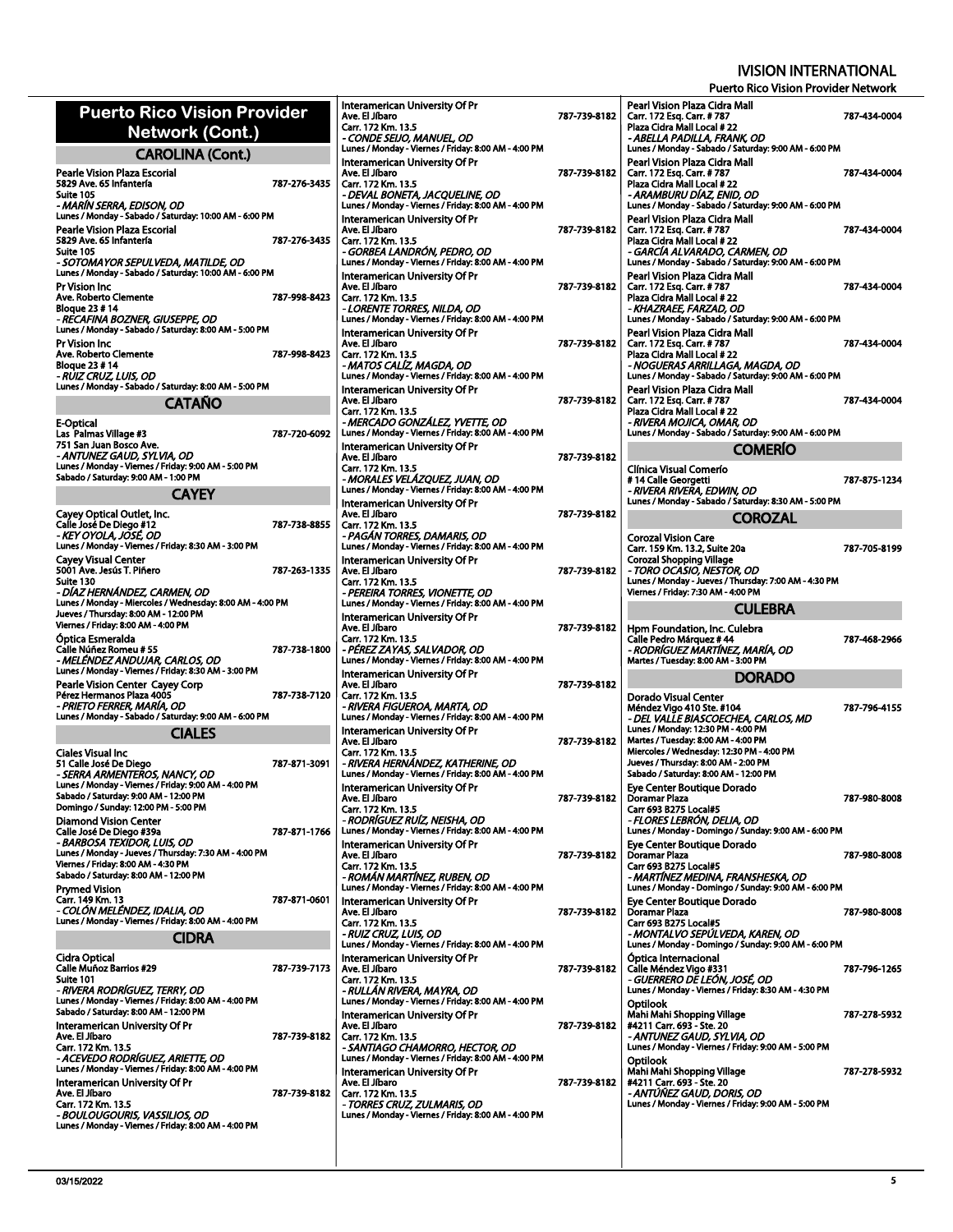# Puerto Rico Vision Provider Network (Cont.)

## CAROLINA (Cont.)

**Pearle Vision Plaza Escorial**
5829 Ave. 65 Infantería — 787-276-3435
Suite 105
*- MARÍN SERRA, EDISON, OD*
Lunes / Monday - Sabado / Saturday: 10:00 AM - 6:00 PM

**Pearle Vision Plaza Escorial**
5829 Ave. 65 Infantería — 787-276-3435
Suite 105
*- SOTOMAYOR SEPULVEDA, MATILDE, OD*
Lunes / Monday - Sabado / Saturday: 10:00 AM - 6:00 PM

**Pr Vision Inc**
Ave. Roberto Clemente — 787-998-8423
Bloque 23 # 14
*- RECAFINA BOZNER, GIUSEPPE, OD*
Lunes / Monday - Sabado / Saturday: 8:00 AM - 5:00 PM

**Pr Vision Inc**
Ave. Roberto Clemente — 787-998-8423
Bloque 23 # 14
*- RUIZ CRUZ, LUIS, OD*
Lunes / Monday - Sabado / Saturday: 8:00 AM - 5:00 PM

## CATAÑO

**E-Optical**
Las Palmas Village #3 — 787-720-6092
751 San Juan Bosco Ave.
*- ANTUNEZ GAUD, SYLVIA, OD*
Lunes / Monday - Viernes / Friday: 9:00 AM - 5:00 PM
Sabado / Saturday: 9:00 AM - 1:00 PM

## CAYEY

**Cayey Optical Outlet, Inc.**
Calle José De Diego #12 — 787-738-8855
*- KEY OYOLA, JOSÉ, OD*
Lunes / Monday - Viernes / Friday: 8:30 AM - 3:00 PM

**Cayey Visual Center**
5001 Ave. Jesús T. Piñero — 787-263-1335
Suite 130
*- DÍAZ HERNÁNDEZ, CARMEN, OD*
Lunes / Monday - Miercoles / Wednesday: 8:00 AM - 4:00 PM
Jueves / Thursday: 8:00 AM - 12:00 PM
Viernes / Friday: 8:00 AM - 4:00 PM

**Óptica Esmeralda**
Calle Núñez Romeu # 55 — 787-738-1800
*- MELÉNDEZ ANDUJAR, CARLOS, OD*
Lunes / Monday - Viernes / Friday: 8:30 AM - 3:00 PM

**Pearle Vision Center Cayey Corp**
Pérez Hermanos Plaza 4005 — 787-738-7120
*- PRIETO FERRER, MARÍA, OD*
Lunes / Monday - Sabado / Saturday: 9:00 AM - 6:00 PM

## CIALES

**Ciales Visual Inc**
51 Calle José De Diego — 787-871-3091
*- SERRA ARMENTEROS, NANCY, OD*
Lunes / Monday - Viernes / Friday: 9:00 AM - 4:00 PM
Sabado / Saturday: 9:00 AM - 12:00 PM
Domingo / Sunday: 12:00 PM - 5:00 PM

**Diamond Vision Center**
Calle José De Diego #39a — 787-871-1766
*- BARBOSA TEXIDOR, LUIS, OD*
Lunes / Monday - Jueves / Thursday: 7:30 AM - 4:00 PM
Viernes / Friday: 8:00 AM - 4:30 PM
Sabado / Saturday: 8:00 AM - 12:00 PM

**Prymed Vision**
Carr. 149 Km. 13 — 787-871-0601
*- COLÓN MELÉNDEZ, IDALIA, OD*
Lunes / Monday - Viernes / Friday: 8:00 AM - 4:00 PM

## CIDRA

**Cidra Optical**
Calle Muñoz Barrios #29 — 787-739-7173
Suite 101
*- RIVERA RODRÍGUEZ, TERRY, OD*
Lunes / Monday - Viernes / Friday: 8:00 AM - 4:00 PM
Sabado / Saturday: 8:00 AM - 12:00 PM

**Interamerican University Of Pr**
Ave. El Jíbaro — 787-739-8182
Carr. 172 Km. 13.5
*- ACEVEDO RODRÍGUEZ, ARIETTE, OD*
Lunes / Monday - Viernes / Friday: 8:00 AM - 4:00 PM

**Interamerican University Of Pr**
Ave. El Jíbaro — 787-739-8182
Carr. 172 Km. 13.5
*- BOULOUGOURIS, VASSILIOS, OD*
Lunes / Monday - Viernes / Friday: 8:00 AM - 4:00 PM

**Interamerican University Of Pr**
Ave. El Jíbaro — 787-739-8182
Carr. 172 Km. 13.5
*- CONDE SEIJO, MANUEL, OD*
Lunes / Monday - Viernes / Friday: 8:00 AM - 4:00 PM

**Interamerican University Of Pr**
Ave. El Jíbaro — 787-739-8182
Carr. 172 Km. 13.5
*- DEVAL BONETA, JACQUELINE, OD*
Lunes / Monday - Viernes / Friday: 8:00 AM - 4:00 PM

**Interamerican University Of Pr**
Ave. El Jíbaro — 787-739-8182
Carr. 172 Km. 13.5
*- GORBEA LANDRÓN, PEDRO, OD*
Lunes / Monday - Viernes / Friday: 8:00 AM - 4:00 PM

**Interamerican University Of Pr**
Ave. El Jíbaro — 787-739-8182
Carr. 172 Km. 13.5
*- LORENTE TORRES, NILDA, OD*
Lunes / Monday - Viernes / Friday: 8:00 AM - 4:00 PM

**Interamerican University Of Pr**
Ave. El Jíbaro — 787-739-8182
Carr. 172 Km. 13.5
*- MATOS CALÍZ, MAGDA, OD*
Lunes / Monday - Viernes / Friday: 8:00 AM - 4:00 PM

**Interamerican University Of Pr**
Ave. El Jíbaro — 787-739-8182
Carr. 172 Km. 13.5
*- MERCADO GONZÁLEZ, YVETTE, OD*
Lunes / Monday - Viernes / Friday: 8:00 AM - 4:00 PM

**Interamerican University Of Pr**
Ave. El Jíbaro — 787-739-8182
Carr. 172 Km. 13.5
*- MORALES VELÁZQUEZ, JUAN, OD*
Lunes / Monday - Viernes / Friday: 8:00 AM - 4:00 PM

**Interamerican University Of Pr**
Ave. El Jíbaro — 787-739-8182
Carr. 172 Km. 13.5
*- PAGÁN TORRES, DAMARIS, OD*
Lunes / Monday - Viernes / Friday: 8:00 AM - 4:00 PM

**Interamerican University Of Pr**
Ave. El Jíbaro — 787-739-8182
Carr. 172 Km. 13.5
*- PEREIRA TORRES, VIONETTE, OD*
Lunes / Monday - Viernes / Friday: 8:00 AM - 4:00 PM

**Interamerican University Of Pr**
Ave. El Jíbaro — 787-739-8182
Carr. 172 Km. 13.5
*- PÉREZ ZAYAS, SALVADOR, OD*
Lunes / Monday - Viernes / Friday: 8:00 AM - 4:00 PM

**Interamerican University Of Pr**
Ave. El Jíbaro — 787-739-8182
Carr. 172 Km. 13.5
*- RIVERA FIGUEROA, MARTA, OD*
Lunes / Monday - Viernes / Friday: 8:00 AM - 4:00 PM

**Interamerican University Of Pr**
Ave. El Jíbaro — 787-739-8182
Carr. 172 Km. 13.5
*- RIVERA HERNÁNDEZ, KATHERINE, OD*
Lunes / Monday - Viernes / Friday: 8:00 AM - 4:00 PM

**Interamerican University Of Pr**
Ave. El Jíbaro — 787-739-8182
Carr. 172 Km. 13.5
*- RODRÍGUEZ RUÍZ, NEISHA, OD*
Lunes / Monday - Viernes / Friday: 8:00 AM - 4:00 PM

**Interamerican University Of Pr**
Ave. El Jíbaro — 787-739-8182
Carr. 172 Km. 13.5
*- ROMÁN MARTÍNEZ, RUBEN, OD*
Lunes / Monday - Viernes / Friday: 8:00 AM - 4:00 PM

**Interamerican University Of Pr**
Ave. El Jíbaro — 787-739-8182
Carr. 172 Km. 13.5
*- RUIZ CRUZ, LUIS, OD*
Lunes / Monday - Viernes / Friday: 8:00 AM - 4:00 PM

**Interamerican University Of Pr**
Ave. El Jíbaro — 787-739-8182
Carr. 172 Km. 13.5
*- RULLÁN RIVERA, MAYRA, OD*
Lunes / Monday - Viernes / Friday: 8:00 AM - 4:00 PM

**Interamerican University Of Pr**
Ave. El Jíbaro — 787-739-8182
Carr. 172 Km. 13.5
*- SANTIAGO CHAMORRO, HECTOR, OD*
Lunes / Monday - Viernes / Friday: 8:00 AM - 4:00 PM

**Interamerican University Of Pr**
Ave. El Jíbaro — 787-739-8182
Carr. 172 Km. 13.5
*- TORRES CRUZ, ZULMARIS, OD*
Lunes / Monday - Viernes / Friday: 8:00 AM - 4:00 PM

**Pearl Vision Plaza Cidra Mall**
Carr. 172 Esq. Carr. # 787 — 787-434-0004
Plaza Cidra Mall Local # 22
*- ABELLA PADILLA, FRANK, OD*
Lunes / Monday - Sabado / Saturday: 9:00 AM - 6:00 PM

**Pearl Vision Plaza Cidra Mall**
Carr. 172 Esq. Carr. # 787 — 787-434-0004
Plaza Cidra Mall Local # 22
*- ARAMBURU DÍAZ, ENID, OD*
Lunes / Monday - Sabado / Saturday: 9:00 AM - 6:00 PM

**Pearl Vision Plaza Cidra Mall**
Carr. 172 Esq. Carr. # 787 — 787-434-0004
Plaza Cidra Mall Local # 22
*- GARCÍA ALVARADO, CARMEN, OD*
Lunes / Monday - Sabado / Saturday: 9:00 AM - 6:00 PM

**Pearl Vision Plaza Cidra Mall**
Carr. 172 Esq. Carr. # 787 — 787-434-0004
Plaza Cidra Mall Local # 22
*- KHAZRAEE, FARZAD, OD*
Lunes / Monday - Sabado / Saturday: 9:00 AM - 6:00 PM

**Pearl Vision Plaza Cidra Mall**
Carr. 172 Esq. Carr. # 787 — 787-434-0004
Plaza Cidra Mall Local # 22
*- NOGUERAS ARRILLAGA, MAGDA, OD*
Lunes / Monday - Sabado / Saturday: 9:00 AM - 6:00 PM

**Pearl Vision Plaza Cidra Mall**
Carr. 172 Esq. Carr. # 787 — 787-434-0004
Plaza Cidra Mall Local # 22
*- RIVERA MOJICA, OMAR, OD*
Lunes / Monday - Sabado / Saturday: 9:00 AM - 6:00 PM

## COMERÍO

**Clínica Visual Comerío**
# 14 Calle Georgetti — 787-875-1234
*- RIVERA RIVERA, EDWIN, OD*
Lunes / Monday - Sabado / Saturday: 8:30 AM - 5:00 PM

## COROZAL

**Corozal Vision Care**
Carr. 159 Km. 13.2, Suite 20a — 787-705-8199
Corozal Shopping Village
*- TORO OCASIO, NESTOR, OD*
Lunes / Monday - Jueves / Thursday: 7:00 AM - 4:30 PM
Viernes / Friday: 7:30 AM - 4:00 PM

## CULEBRA

**Hpm Foundation, Inc. Culebra**
Calle Pedro Márquez # 44 — 787-468-2966
*- RODRÍGUEZ MARTÍNEZ, MARÍA, OD*
Martes / Tuesday: 8:00 AM - 3:00 PM

## DORADO

**Dorado Visual Center**
Méndez Vigo 410 Ste. #104 — 787-796-4155
*- DEL VALLE BIASCOECHEA, CARLOS, MD*
Lunes / Monday: 12:30 PM - 4:00 PM
Martes / Tuesday: 8:00 AM - 4:00 PM
Miercoles / Wednesday: 12:30 PM - 4:00 PM
Jueves / Thursday: 8:00 AM - 2:00 PM
Sabado / Saturday: 8:00 AM - 12:00 PM

**Eye Center Boutique Dorado**
Doramar Plaza — 787-980-8008
Carr 693 B275 Local#5
*- FLORES LEBRÓN, DELIA, OD*
Lunes / Monday - Domingo / Sunday: 9:00 AM - 6:00 PM

**Eye Center Boutique Dorado**
Doramar Plaza — 787-980-8008
Carr 693 B275 Local#5
*- MARTÍNEZ MEDINA, FRANSHESKA, OD*
Lunes / Monday - Domingo / Sunday: 9:00 AM - 6:00 PM

**Eye Center Boutique Dorado**
Doramar Plaza — 787-980-8008
Carr 693 B275 Local#5
*- MONTALVO SEPÚLVEDA, KAREN, OD*
Lunes / Monday - Domingo / Sunday: 9:00 AM - 6:00 PM

**Óptica Internacional**
Calle Méndez Vigo #331 — 787-796-1265
*- GUERRERO DE LEÓN, JOSÉ, OD*
Lunes / Monday - Viernes / Friday: 8:30 AM - 4:30 PM

**Optilook**
Mahi Mahi Shopping Village — 787-278-5932
#4211 Carr. 693 - Ste. 20
*- ANTUNEZ GAUD, SYLVIA, OD*
Lunes / Monday - Viernes / Friday: 9:00 AM - 5:00 PM

**Optilook**
Mahi Mahi Shopping Village — 787-278-5932
#4211 Carr. 693 - Ste. 20
*- ANTÚÑEZ GAUD, DORIS, OD*
Lunes / Monday - Viernes / Friday: 9:00 AM - 5:00 PM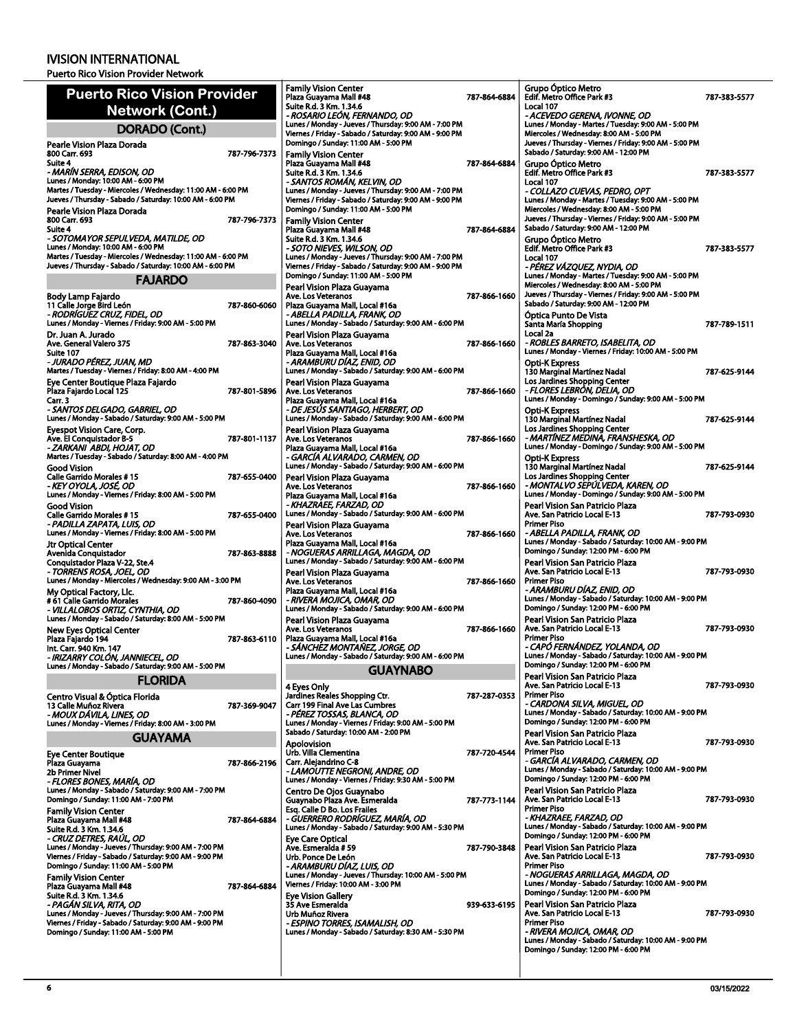## Puerto Rico Vision Provider Network (Cont.)

### DORADO (Cont.)

**Pearle Vision Plaza Dorada**
800 Carr. 693 — 787-796-7373
Suite 4
*- MARÍN SERRA, EDISON, OD*
Lunes / Monday: 10:00 AM - 6:00 PM
Martes / Tuesday - Miercoles / Wednesday: 11:00 AM - 6:00 PM
Jueves / Thursday - Sabado / Saturday: 10:00 AM - 6:00 PM

**Pearle Vision Plaza Dorada**
800 Carr. 693 — 787-796-7373
Suite 4
*- SOTOMAYOR SEPULVEDA, MATILDE, OD*
Lunes / Monday: 10:00 AM - 6:00 PM
Martes / Tuesday - Miercoles / Wednesday: 11:00 AM - 6:00 PM
Jueves / Thursday - Sabado / Saturday: 10:00 AM - 6:00 PM

### FAJARDO

**Body Lamp Fajardo**
11 Calle Jorge Bird León — 787-860-6060
*- RODRÍGUEZ CRUZ, FIDEL, OD*
Lunes / Monday - Viernes / Friday: 9:00 AM - 5:00 PM

**Dr. Juan A. Jurado**
Ave. General Valero 375 — 787-863-3040
Suite 107
*- JURADO PÉREZ, JUAN, MD*
Martes / Tuesday - Viernes / Friday: 8:00 AM - 4:00 PM

**Eye Center Boutique Plaza Fajardo**
Plaza Fajardo Local 125 — 787-801-5896
Carr. 3
*- SANTOS DELGADO, GABRIEL, OD*
Lunes / Monday - Sabado / Saturday: 9:00 AM - 5:00 PM

**Eyespot Vision Care, Corp.**
Ave. El Conquistador B-5 — 787-801-1137
*- ZARKANI ABDI, HOJAT, OD*
Martes / Tuesday - Sabado / Saturday: 8:00 AM - 4:00 PM

**Good Vision**
Calle Garrido Morales # 15 — 787-655-0400
*- KEY OYOLA, JOSÉ, OD*
Lunes / Monday - Viernes / Friday: 8:00 AM - 5:00 PM

**Good Vision**
Calle Garrido Morales # 15 — 787-655-0400
*- PADILLA ZAPATA, LUIS, OD*
Lunes / Monday - Viernes / Friday: 8:00 AM - 5:00 PM

**Jtr Optical Center**
Avenida Conquistador — 787-863-8888
Conquistador Plaza V-22, Ste.4
*- TORRENS ROSA, JOEL, OD*
Lunes / Monday - Miercoles / Wednesday: 9:00 AM - 3:00 PM

**My Optical Factory, Llc.**
# 61 Calle Garrido Morales — 787-860-4090
*- VILLALOBOS ORTIZ, CYNTHIA, OD*
Lunes / Monday - Sabado / Saturday: 8:00 AM - 5:00 PM

**New Eyes Optical Center**
Plaza Fajardo 194 — 787-863-6110
Int. Carr. 940 Km. 147
*- IRIZARRY COLÓN, JANNIECEL, OD*
Lunes / Monday - Sabado / Saturday: 9:00 AM - 5:00 PM

### FLORIDA

**Centro Visual & Óptica Florida**
13 Calle Muñoz Rivera — 787-369-9047
*- MOUX DÁVILA, LINES, OD*
Lunes / Monday - Viernes / Friday: 8:00 AM - 3:00 PM

### GUAYAMA

**Eye Center Boutique**
Plaza Guayama — 787-866-2196
2b Primer Nivel
*- FLORES BONES, MARÍA, OD*
Lunes / Monday - Sabado / Saturday: 9:00 AM - 7:00 PM
Domingo / Sunday: 11:00 AM - 7:00 PM

**Family Vision Center**
Plaza Guayama Mall #48 — 787-864-6884
Suite R.d. 3 Km. 1.34.6
*- CRUZ DETRES, RAÚL, OD*
Lunes / Monday - Jueves / Thursday: 9:00 AM - 7:00 PM
Viernes / Friday - Sabado / Saturday: 9:00 AM - 9:00 PM
Domingo / Sunday: 11:00 AM - 5:00 PM

**Family Vision Center**
Plaza Guayama Mall #48 — 787-864-6884
Suite R.d. 3 Km. 1.34.6
*- PAGÁN SILVA, RITA, OD*
Lunes / Monday - Jueves / Thursday: 9:00 AM - 7:00 PM
Viernes / Friday - Sabado / Saturday: 9:00 AM - 9:00 PM
Domingo / Sunday: 11:00 AM - 5:00 PM

**Family Vision Center**
Plaza Guayama Mall #48 — 787-864-6884
Suite R.d. 3 Km. 1.34.6
*- ROSARIO LEÓN, FERNANDO, OD*
Lunes / Monday - Jueves / Thursday: 9:00 AM - 7:00 PM
Viernes / Friday - Sabado / Saturday: 9:00 AM - 9:00 PM
Domingo / Sunday: 11:00 AM - 5:00 PM

**Family Vision Center**
Plaza Guayama Mall #48 — 787-864-6884
Suite R.d. 3 Km. 1.34.6
*- SANTOS ROMÁN, KELVIN, OD*
Lunes / Monday - Jueves / Thursday: 9:00 AM - 7:00 PM
Viernes / Friday - Sabado / Saturday: 9:00 AM - 9:00 PM
Domingo / Sunday: 11:00 AM - 5:00 PM

**Family Vision Center**
Plaza Guayama Mall #48 — 787-864-6884
Suite R.d. 3 Km. 1.34.6
*- SOTO NIEVES, WILSON, OD*
Lunes / Monday - Jueves / Thursday: 9:00 AM - 7:00 PM
Viernes / Friday - Sabado / Saturday: 9:00 AM - 9:00 PM
Domingo / Sunday: 11:00 AM - 5:00 PM

**Pearl Vision Plaza Guayama**
Ave. Los Veteranos — 787-866-1660
Plaza Guayama Mall, Local #16a
*- ABELLA PADILLA, FRANK, OD*
Lunes / Monday - Sabado / Saturday: 9:00 AM - 6:00 PM

**Pearl Vision Plaza Guayama**
Ave. Los Veteranos — 787-866-1660
Plaza Guayama Mall, Local #16a
*- ARAMBURU DÍAZ, ENID, OD*
Lunes / Monday - Sabado / Saturday: 9:00 AM - 6:00 PM

**Pearl Vision Plaza Guayama**
Ave. Los Veteranos — 787-866-1660
Plaza Guayama Mall, Local #16a
*- DE JESÚS SANTIAGO, HERBERT, OD*
Lunes / Monday - Sabado / Saturday: 9:00 AM - 6:00 PM

**Pearl Vision Plaza Guayama**
Ave. Los Veteranos — 787-866-1660
Plaza Guayama Mall, Local #16a
*- GARCÍA ALVARADO, CARMEN, OD*
Lunes / Monday - Sabado / Saturday: 9:00 AM - 6:00 PM

**Pearl Vision Plaza Guayama**
Ave. Los Veteranos — 787-866-1660
Plaza Guayama Mall, Local #16a
*- KHAZRAEE, FARZAD, OD*
Lunes / Monday - Sabado / Saturday: 9:00 AM - 6:00 PM

**Pearl Vision Plaza Guayama**
Ave. Los Veteranos — 787-866-1660
Plaza Guayama Mall, Local #16a
*- NOGUERAS ARRILLAGA, MAGDA, OD*
Lunes / Monday - Sabado / Saturday: 9:00 AM - 6:00 PM

**Pearl Vision Plaza Guayama**
Ave. Los Veteranos — 787-866-1660
Plaza Guayama Mall, Local #16a
*- RIVERA MOJICA, OMAR, OD*
Lunes / Monday - Sabado / Saturday: 9:00 AM - 6:00 PM

**Pearl Vision Plaza Guayama**
Ave. Los Veteranos — 787-866-1660
Plaza Guayama Mall, Local #16a
*- SÁNCHEZ MONTAÑEZ, JORGE, OD*
Lunes / Monday - Sabado / Saturday: 9:00 AM - 6:00 PM

### GUAYNABO

**4 Eyes Only**
Jardines Reales Shopping Ctr. — 787-287-0353
Carr 199 Final Ave Las Cumbres
*- PÉREZ TOSSAS, BLANCA, OD*
Lunes / Monday - Viernes / Friday: 9:00 AM - 5:00 PM
Sabado / Saturday: 10:00 AM - 2:00 PM

**Apolovision**
Urb. Villa Clementina — 787-720-4544
Carr. Alejandrino C-8
*- LAMOUTTE NEGRONI, ANDRE, OD*
Lunes / Monday - Viernes / Friday: 9:30 AM - 5:00 PM

**Centro De Ojos Guaynabo**
Guaynabo Plaza Ave. Esmeralda — 787-773-1144
Esq. Calle D Bo. Los Frailes
*- GUERRERO RODRÍGUEZ, MARÍA, OD*
Lunes / Monday - Sabado / Saturday: 9:00 AM - 5:30 PM

**Eye Care Optical**
Ave. Esmeralda # 59 — 787-790-3848
Urb. Ponce De León
*- ARAMBURU DÍAZ, LUIS, OD*
Lunes / Monday - Jueves / Thursday: 10:00 AM - 5:00 PM
Viernes / Friday: 10:00 AM - 3:00 PM

**Eye Vision Gallery**
35 Ave Esmeralda — 939-633-6195
Urb Muñoz Rivera
*- ESPINO TORRES, ISAMALISH, OD*
Lunes / Monday - Sabado / Saturday: 8:30 AM - 5:30 PM

**Grupo Óptico Metro**
Edif. Metro Office Park #3 — 787-383-5577
Local 107
*- ACEVEDO GERENA, IVONNE, OD*
Lunes / Monday - Martes / Tuesday: 9:00 AM - 5:00 PM
Miercoles / Wednesday: 8:00 AM - 5:00 PM
Jueves / Thursday - Viernes / Friday: 9:00 AM - 5:00 PM
Sabado / Saturday: 9:00 AM - 12:00 PM

**Grupo Óptico Metro**
Edif. Metro Office Park #3 — 787-383-5577
Local 107
*- COLLAZO CUEVAS, PEDRO, OPT*
Lunes / Monday - Martes / Tuesday: 9:00 AM - 5:00 PM
Miercoles / Wednesday: 8:00 AM - 5:00 PM
Jueves / Thursday - Viernes / Friday: 9:00 AM - 5:00 PM
Sabado / Saturday: 9:00 AM - 12:00 PM

**Grupo Óptico Metro**
Edif. Metro Office Park #3 — 787-383-5577
Local 107
*- PÉREZ VÁZQUEZ, NYDIA, OD*
Lunes / Monday - Martes / Tuesday: 9:00 AM - 5:00 PM
Miercoles / Wednesday: 8:00 AM - 5:00 PM
Jueves / Thursday - Viernes / Friday: 9:00 AM - 5:00 PM
Sabado / Saturday: 9:00 AM - 12:00 PM

**Óptica Punto De Vista**
Santa María Shopping — 787-789-1511
Local 2a
*- ROBLES BARRETO, ISABELITA, OD*
Lunes / Monday - Viernes / Friday: 10:00 AM - 5:00 PM

**Opti-K Express**
130 Marginal Martínez Nadal — 787-625-9144
Los Jardines Shopping Center
*- FLORES LEBRÓN, DELIA, OD*
Lunes / Monday - Domingo / Sunday: 9:00 AM - 5:00 PM

**Opti-K Express**
130 Marginal Martínez Nadal — 787-625-9144
Los Jardines Shopping Center
*- MARTÍNEZ MEDINA, FRANSHESKA, OD*
Lunes / Monday - Domingo / Sunday: 9:00 AM - 5:00 PM

**Opti-K Express**
130 Marginal Martínez Nadal — 787-625-9144
Los Jardines Shopping Center
*- MONTALVO SEPÚLVEDA, KAREN, OD*
Lunes / Monday - Domingo / Sunday: 9:00 AM - 5:00 PM

**Pearl Vision San Patricio Plaza**
Ave. San Patricio Local E-13 — 787-793-0930
Primer Piso
*- ABELLA PADILLA, FRANK, OD*
Lunes / Monday - Sabado / Saturday: 10:00 AM - 9:00 PM
Domingo / Sunday: 12:00 PM - 6:00 PM

**Pearl Vision San Patricio Plaza**
Ave. San Patricio Local E-13 — 787-793-0930
Primer Piso
*- ARAMBURU DÍAZ, ENID, OD*
Lunes / Monday - Sabado / Saturday: 10:00 AM - 9:00 PM
Domingo / Sunday: 12:00 PM - 6:00 PM

**Pearl Vision San Patricio Plaza**
Ave. San Patricio Local E-13 — 787-793-0930
Primer Piso
*- CAPÓ FERNÁNDEZ, YOLANDA, OD*
Lunes / Monday - Sabado / Saturday: 10:00 AM - 9:00 PM
Domingo / Sunday: 12:00 PM - 6:00 PM

**Pearl Vision San Patricio Plaza**
Ave. San Patricio Local E-13 — 787-793-0930
Primer Piso
*- CARDONA SILVA, MIGUEL, OD*
Lunes / Monday - Sabado / Saturday: 10:00 AM - 9:00 PM
Domingo / Sunday: 12:00 PM - 6:00 PM

**Pearl Vision San Patricio Plaza**
Ave. San Patricio Local E-13 — 787-793-0930
Primer Piso
*- GARCÍA ALVARADO, CARMEN, OD*
Lunes / Monday - Sabado / Saturday: 10:00 AM - 9:00 PM
Domingo / Sunday: 12:00 PM - 6:00 PM

**Pearl Vision San Patricio Plaza**
Ave. San Patricio Local E-13 — 787-793-0930
Primer Piso
*- KHAZRAEE, FARZAD, OD*
Lunes / Monday - Sabado / Saturday: 10:00 AM - 9:00 PM
Domingo / Sunday: 12:00 PM - 6:00 PM

**Pearl Vision San Patricio Plaza**
Ave. San Patricio Local E-13 — 787-793-0930
Primer Piso
*- NOGUERAS ARRILLAGA, MAGDA, OD*
Lunes / Monday - Sabado / Saturday: 10:00 AM - 9:00 PM
Domingo / Sunday: 12:00 PM - 6:00 PM

**Pearl Vision San Patricio Plaza**
Ave. San Patricio Local E-13 — 787-793-0930
Primer Piso
*- RIVERA MOJICA, OMAR, OD*
Lunes / Monday - Sabado / Saturday: 10:00 AM - 9:00 PM
Domingo / Sunday: 12:00 PM - 6:00 PM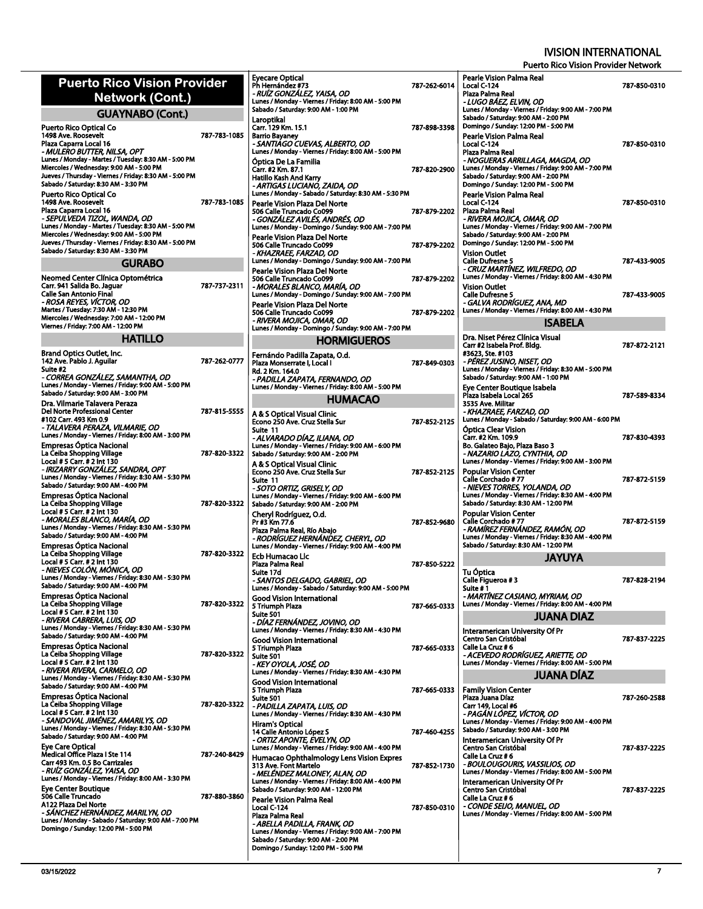# Puerto Rico Vision Provider Network (Cont.)

## GUAYNABO (Cont.)

Puerto Rico Optical Co
1498 Ave. Roosevelt 787-783-1085
Plaza Caparra Local 16
*- MULERO BUTTER, NILSA, OPT*
Lunes / Monday - Martes / Tuesday: 8:30 AM - 5:00 PM
Miercoles / Wednesday: 9:00 AM - 5:00 PM
Jueves / Thursday - Viernes / Friday: 8:30 AM - 5:00 PM
Sabado / Saturday: 8:30 AM - 3:30 PM

Puerto Rico Optical Co
1498 Ave. Roosevelt 787-783-1085
Plaza Caparra Local 16
*- SEPULVEDA TIZOL, WANDA, OD*
Lunes / Monday - Martes / Tuesday: 8:30 AM - 5:00 PM
Miercoles / Wednesday: 9:00 AM - 5:00 PM
Jueves / Thursday - Viernes / Friday: 8:30 AM - 5:00 PM
Sabado / Saturday: 8:30 AM - 3:30 PM

## GURABO

Neomed Center Clínica Optométrica
Carr. 941 Salida Bo. Jaguar 787-737-2311
Calle San Antonio Final
*- ROSA REYES, VÍCTOR, OD*
Martes / Tuesday: 7:30 AM - 12:30 PM
Miercoles / Wednesday: 7:00 AM - 12:00 PM
Viernes / Friday: 7:00 AM - 12:00 PM

## HATILLO

Brand Optics Outlet, Inc.
142 Ave. Pablo J. Aguilar 787-262-0777
Suite #2
*- CORREA GONZÁLEZ, SAMANTHA, OD*
Lunes / Monday - Viernes / Friday: 9:00 AM - 5:00 PM
Sabado / Saturday: 9:00 AM - 3:00 PM

Dra. Vilmarie Talavera Peraza
Del Norte Professional Center 787-815-5555
#102 Carr. 493 Km 0.9
*- TALAVERA PERAZA, VILMARIE, OD*
Lunes / Monday - Viernes / Friday: 8:00 AM - 3:00 PM

Empresas Óptica Nacional
La Ceiba Shopping Village 787-820-3322
Local # 5 Carr. # 2 Int 130
*- IRIZARRY GONZÁLEZ, SANDRA, OPT*
Lunes / Monday - Viernes / Friday: 8:30 AM - 5:30 PM
Sabado / Saturday: 9:00 AM - 4:00 PM

Empresas Óptica Nacional
La Ceiba Shopping Village 787-820-3322
Local # 5 Carr. # 2 Int 130
*- MORALES BLANCO, MARÍA, OD*
Lunes / Monday - Viernes / Friday: 8:30 AM - 5:30 PM
Sabado / Saturday: 9:00 AM - 4:00 PM

Empresas Óptica Nacional
La Ceiba Shopping Village 787-820-3322
Local # 5 Carr. # 2 Int 130
*- NIEVES COLÓN, MÓNICA, OD*
Lunes / Monday - Viernes / Friday: 8:30 AM - 5:30 PM
Sabado / Saturday: 9:00 AM - 4:00 PM

Empresas Óptica Nacional
La Ceiba Shopping Village 787-820-3322
Local # 5 Carr. # 2 Int 130
*- RIVERA CABRERA, LUIS, OD*
Lunes / Monday - Viernes / Friday: 8:30 AM - 5:30 PM
Sabado / Saturday: 9:00 AM - 4:00 PM

Empresas Óptica Nacional
La Ceiba Shopping Village 787-820-3322
Local # 5 Carr. # 2 Int 130
*- RIVERA RIVERA, CARMELO, OD*
Lunes / Monday - Viernes / Friday: 8:30 AM - 5:30 PM
Sabado / Saturday: 9:00 AM - 4:00 PM

Empresas Óptica Nacional
La Ceiba Shopping Village 787-820-3322
Local # 5 Carr. # 2 Int 130
*- SANDOVAL JIMÉNEZ, AMARILYS, OD*
Lunes / Monday - Viernes / Friday: 8:30 AM - 5:30 PM
Sabado / Saturday: 9:00 AM - 4:00 PM

Eye Care Optical
Medical Office Plaza I Ste 114 787-240-8429
Carr 493 Km. 0.5 Bo Carrizales
*- RUÍZ GONZÁLEZ, YAISA, OD*
Lunes / Monday - Viernes / Friday: 8:00 AM - 3:30 PM

Eye Center Boutique
506 Calle Truncado 787-880-3860
A122 Plaza Del Norte
*- SÁNCHEZ HERNÁNDEZ, MARILYN, OD*
Lunes / Monday - Sabado / Saturday: 9:00 AM - 7:00 PM
Domingo / Sunday: 12:00 PM - 5:00 PM

Eyecare Optical
Ph Hernández #73 787-262-6014
*- RUÍZ GONZÁLEZ, YAISA, OD*
Lunes / Monday - Viernes / Friday: 8:00 AM - 5:00 PM
Sabado / Saturday: 9:00 AM - 1:00 PM

Laroptikal
Carr. 129 Km. 15.1 787-898-3398
Barrio Bayaney
*- SANTIAGO CUEVAS, ALBERTO, OD*
Lunes / Monday - Viernes / Friday: 8:00 AM - 5:00 PM

Óptica De La Familia
Carr. #2 Km. 87.1 787-820-2900
Hatillo Kash And Karry
*- ARTIGAS LUCIANO, ZAIDA, OD*
Lunes / Monday - Sabado / Saturday: 8:30 AM - 5:30 PM

Pearle Vision Plaza Del Norte
506 Calle Truncado Co099 787-879-2202
*- GONZÁLEZ AVILÉS, ANDRÉS, OD*
Lunes / Monday - Domingo / Sunday: 9:00 AM - 7:00 PM

Pearle Vision Plaza Del Norte
506 Calle Truncado Co099 787-879-2202
*- KHAZRAEE, FARZAD, OD*
Lunes / Monday - Domingo / Sunday: 9:00 AM - 7:00 PM

Pearle Vision Plaza Del Norte
506 Calle Truncado Co099 787-879-2202
*- MORALES BLANCO, MARÍA, OD*
Lunes / Monday - Domingo / Sunday: 9:00 AM - 7:00 PM

Pearle Vision Plaza Del Norte
506 Calle Truncado Co099 787-879-2202
*- RIVERA MOJICA, OMAR, OD*
Lunes / Monday - Domingo / Sunday: 9:00 AM - 7:00 PM

## HORMIGUEROS

Fernándo Padilla Zapata, O.d.
Plaza Monserrate I, Local I 787-849-0303
Rd. 2 Km. 164.0
*- PADILLA ZAPATA, FERNANDO, OD*
Lunes / Monday - Viernes / Friday: 8:00 AM - 5:00 PM

## HUMACAO

A & S Optical Visual Clinic
Econo 250 Ave. Cruz Stella Sur 787-852-2125
Suite 11
*- ALVARADO DÍAZ, ILIANA, OD*
Lunes / Monday - Viernes / Friday: 9:00 AM - 6:00 PM
Sabado / Saturday: 9:00 AM - 2:00 PM

A & S Optical Visual Clinic
Econo 250 Ave. Cruz Stella Sur 787-852-2125
Suite 11
*- SOTO ORTIZ, GRISELY, OD*
Lunes / Monday - Viernes / Friday: 9:00 AM - 6:00 PM
Sabado / Saturday: 9:00 AM - 2:00 PM

Cheryl Rodríguez, O.d.
Pr #3 Km 77.6 787-852-9680
Plaza Palma Real, Río Abajo
*- RODRÍGUEZ HERNÁNDEZ, CHERYL, OD*
Lunes / Monday - Viernes / Friday: 9:00 AM - 4:00 PM

Ecb Humacao Llc
Plaza Palma Real 787-850-5222
Suite 17d
*- SANTOS DELGADO, GABRIEL, OD*
Lunes / Monday - Sabado / Saturday: 9:00 AM - 5:00 PM

Good Vision International
5 Triumph Plaza 787-665-0333
Suite 501
*- DÍAZ FERNÁNDEZ, JOVINO, OD*
Lunes / Monday - Viernes / Friday: 8:30 AM - 4:30 PM

Good Vision International
5 Triumph Plaza 787-665-0333
Suite 501
*- KEY OYOLA, JOSÉ, OD*
Lunes / Monday - Viernes / Friday: 8:30 AM - 4:30 PM

Good Vision International
5 Triumph Plaza 787-665-0333
Suite 501
*- PADILLA ZAPATA, LUIS, OD*
Lunes / Monday - Viernes / Friday: 8:30 AM - 4:30 PM

Hiram's Optical
14 Calle Antonio López S 787-460-4255
*- ORTIZ APONTE, EVELYN, OD*
Lunes / Monday - Viernes / Friday: 9:00 AM - 4:00 PM

Humacao Ophthalmology Lens Vision Expres
313 Ave. Font Martelo 787-852-1730
*- MELÉNDEZ MALONEY, ALAN, OD*
Lunes / Monday - Viernes / Friday: 8:00 AM - 4:00 PM
Sabado / Saturday: 9:00 AM - 12:00 PM

Pearle Vision Palma Real
Local C-124 787-850-0310
Plaza Palma Real
*- ABELLA PADILLA, FRANK, OD*
Lunes / Monday - Viernes / Friday: 9:00 AM - 7:00 PM
Sabado / Saturday: 9:00 AM - 2:00 PM
Domingo / Sunday: 12:00 PM - 5:00 PM

Pearle Vision Palma Real
Local C-124 787-850-0310
Plaza Palma Real
*- LUGO BÁEZ, ELVIN, OD*
Lunes / Monday - Viernes / Friday: 9:00 AM - 7:00 PM
Sabado / Saturday: 9:00 AM - 2:00 PM
Domingo / Sunday: 12:00 PM - 5:00 PM

Pearle Vision Palma Real
Local C-124 787-850-0310
Plaza Palma Real
*- NOGUERAS ARRILLAGA, MAGDA, OD*
Lunes / Monday - Viernes / Friday: 9:00 AM - 7:00 PM
Sabado / Saturday: 9:00 AM - 2:00 PM
Domingo / Sunday: 12:00 PM - 5:00 PM

Pearle Vision Palma Real
Local C-124 787-850-0310
Plaza Palma Real
*- RIVERA MOJICA, OMAR, OD*
Lunes / Monday - Viernes / Friday: 9:00 AM - 7:00 PM
Sabado / Saturday: 9:00 AM - 2:00 PM
Domingo / Sunday: 12:00 PM - 5:00 PM

Vision Outlet
Calle Dufresne 5 787-433-9005
*- CRUZ MARTÍNEZ, WILFREDO, OD*
Lunes / Monday - Viernes / Friday: 8:00 AM - 4:30 PM

Vision Outlet
Calle Dufresne 5 787-433-9005
*- GALVA RODRÍGUEZ, ANA, MD*
Lunes / Monday - Viernes / Friday: 8:00 AM - 4:30 PM

## ISABELA

Dra. Niset Pérez Clínica Visual
Carr #2 Isabela Prof. Bldg. 787-872-2121
#3623, Ste. #103
*- PÉREZ JUSINO, NISET, OD*
Lunes / Monday - Viernes / Friday: 8:30 AM - 5:00 PM
Sabado / Saturday: 9:00 AM - 1:00 PM

Eye Center Boutique Isabela
Plaza Isabela Local 265 787-589-8334
3535 Ave. Militar
*- KHAZRAEE, FARZAD, OD*
Lunes / Monday - Sabado / Saturday: 9:00 AM - 6:00 PM

Óptica Clear Vision
Carr. #2 Km. 109.9 787-830-4393
Bo. Galateo Bajo, Plaza Baso 3
*- NAZARIO LAZO, CYNTHIA, OD*
Lunes / Monday - Viernes / Friday: 9:00 AM - 3:00 PM

Popular Vision Center
Calle Corchado # 77 787-872-5159
*- NIEVES TORRES, YOLANDA, OD*
Lunes / Monday - Viernes / Friday: 8:30 AM - 4:00 PM
Sabado / Saturday: 8:30 AM - 12:00 PM

Popular Vision Center
Calle Corchado # 77 787-872-5159
*- RAMÍREZ FERNÁNDEZ, RAMÓN, OD*
Lunes / Monday - Viernes / Friday: 8:30 AM - 4:00 PM
Sabado / Saturday: 8:30 AM - 12:00 PM

## JAYUYA

Tu Óptica
Calle Figueroa # 3 787-828-2194
Suite # 1
*- MARTÍNEZ CASIANO, MYRIAM, OD*
Lunes / Monday - Viernes / Friday: 8:00 AM - 4:00 PM

## JUANA DIAZ

Interamerican University Of Pr
Centro San Cristóbal 787-837-2225
Calle La Cruz # 6
*- ACEVEDO RODRÍGUEZ, ARIETTE, OD*
Lunes / Monday - Viernes / Friday: 8:00 AM - 5:00 PM

## JUANA DÍAZ

Family Vision Center
Plaza Juana Díaz 787-260-2588
Carr 149, Local #6
*- PAGÁN LÓPEZ, VÍCTOR, OD*
Lunes / Monday - Viernes / Friday: 9:00 AM - 4:00 PM
Sabado / Saturday: 9:00 AM - 3:00 PM

Interamerican University Of Pr
Centro San Cristóbal 787-837-2225
Calle La Cruz # 6
*- BOULOUGOURIS, VASSILIOS, OD*
Lunes / Monday - Viernes / Friday: 8:00 AM - 5:00 PM

Interamerican University Of Pr
Centro San Cristóbal 787-837-2225
Calle La Cruz # 6
*- CONDE SEIJO, MANUEL, OD*
Lunes / Monday - Viernes / Friday: 8:00 AM - 5:00 PM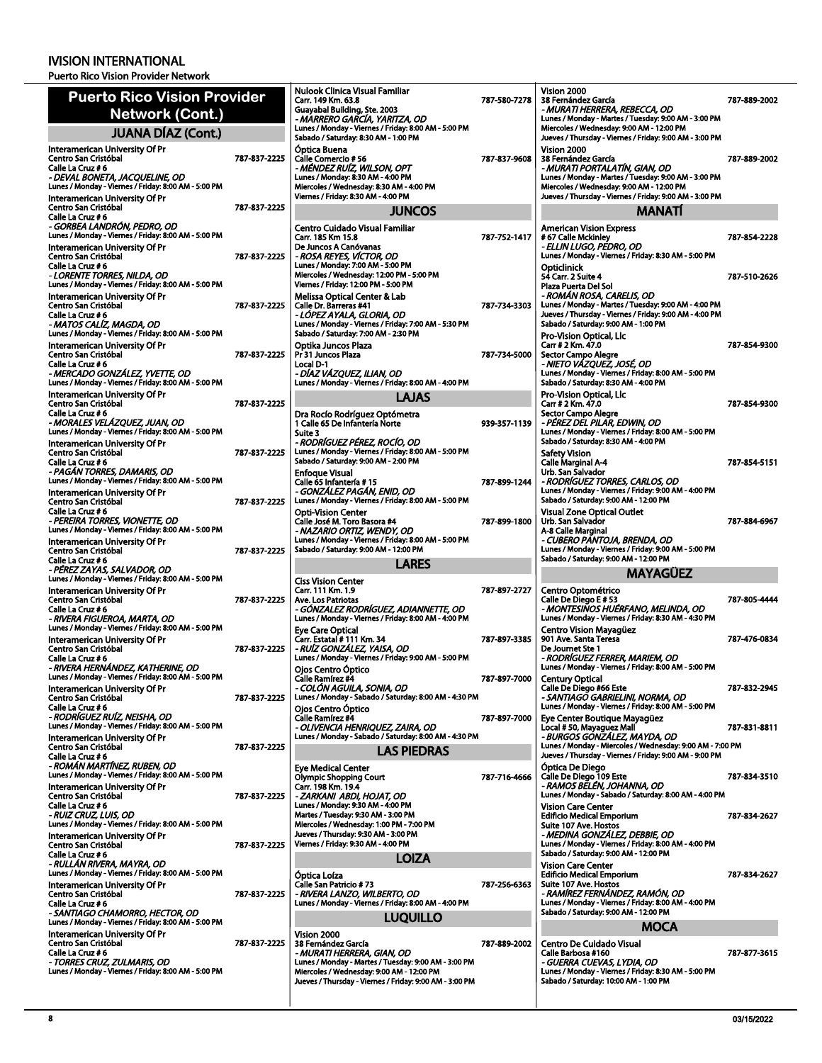## Puerto Rico Vision Provider Network (Cont.)

### JUANA DÍAZ (Cont.)

**Interamerican University Of Pr**
Centro San Cristóbal — 787-837-2225
Calle La Cruz # 6
*- DEVAL BONETA, JACQUELINE, OD*
Lunes / Monday - Viernes / Friday: 8:00 AM - 5:00 PM

**Interamerican University Of Pr**
Centro San Cristóbal — 787-837-2225
Calle La Cruz # 6
*- GORBEA LANDRÓN, PEDRO, OD*
Lunes / Monday - Viernes / Friday: 8:00 AM - 5:00 PM

**Interamerican University Of Pr**
Centro San Cristóbal — 787-837-2225
Calle La Cruz # 6
*- LORENTE TORRES, NILDA, OD*
Lunes / Monday - Viernes / Friday: 8:00 AM - 5:00 PM

**Interamerican University Of Pr**
Centro San Cristóbal — 787-837-2225
Calle La Cruz # 6
*- MATOS CALÍZ, MAGDA, OD*
Lunes / Monday - Viernes / Friday: 8:00 AM - 5:00 PM

**Interamerican University Of Pr**
Centro San Cristóbal — 787-837-2225
Calle La Cruz # 6
*- MERCADO GONZÁLEZ, YVETTE, OD*
Lunes / Monday - Viernes / Friday: 8:00 AM - 5:00 PM

**Interamerican University Of Pr**
Centro San Cristóbal — 787-837-2225
Calle La Cruz # 6
*- MORALES VELÁZQUEZ, JUAN, OD*
Lunes / Monday - Viernes / Friday: 8:00 AM - 5:00 PM

**Interamerican University Of Pr**
Centro San Cristóbal — 787-837-2225
Calle La Cruz # 6
*- PAGÁN TORRES, DAMARIS, OD*
Lunes / Monday - Viernes / Friday: 8:00 AM - 5:00 PM

**Interamerican University Of Pr**
Centro San Cristóbal — 787-837-2225
Calle La Cruz # 6
*- PEREIRA TORRES, VIONETTE, OD*
Lunes / Monday - Viernes / Friday: 8:00 AM - 5:00 PM

**Interamerican University Of Pr**
Centro San Cristóbal — 787-837-2225
Calle La Cruz # 6
*- PÉREZ ZAYAS, SALVADOR, OD*
Lunes / Monday - Viernes / Friday: 8:00 AM - 5:00 PM

**Interamerican University Of Pr**
Centro San Cristóbal — 787-837-2225
Calle La Cruz # 6
*- RIVERA FIGUEROA, MARTA, OD*
Lunes / Monday - Viernes / Friday: 8:00 AM - 5:00 PM

**Interamerican University Of Pr**
Centro San Cristóbal — 787-837-2225
Calle La Cruz # 6
*- RIVERA HERNÁNDEZ, KATHERINE, OD*
Lunes / Monday - Viernes / Friday: 8:00 AM - 5:00 PM

**Interamerican University Of Pr**
Centro San Cristóbal — 787-837-2225
Calle La Cruz # 6
*- RODRÍGUEZ RUÍZ, NEISHA, OD*
Lunes / Monday - Viernes / Friday: 8:00 AM - 5:00 PM

**Interamerican University Of Pr**
Centro San Cristóbal — 787-837-2225
Calle La Cruz # 6
*- ROMÁN MARTÍNEZ, RUBEN, OD*
Lunes / Monday - Viernes / Friday: 8:00 AM - 5:00 PM

**Interamerican University Of Pr**
Centro San Cristóbal — 787-837-2225
Calle La Cruz # 6
*- RUIZ CRUZ, LUIS, OD*
Lunes / Monday - Viernes / Friday: 8:00 AM - 5:00 PM

**Interamerican University Of Pr**
Centro San Cristóbal — 787-837-2225
Calle La Cruz # 6
*- RULLÁN RIVERA, MAYRA, OD*
Lunes / Monday - Viernes / Friday: 8:00 AM - 5:00 PM

**Interamerican University Of Pr**
Centro San Cristóbal — 787-837-2225
Calle La Cruz # 6
*- SANTIAGO CHAMORRO, HECTOR, OD*
Lunes / Monday - Viernes / Friday: 8:00 AM - 5:00 PM

**Interamerican University Of Pr**
Centro San Cristóbal — 787-837-2225
Calle La Cruz # 6
*- TORRES CRUZ, ZULMARIS, OD*
Lunes / Monday - Viernes / Friday: 8:00 AM - 5:00 PM

**Nulook Clinica Visual Familiar**
Carr. 149 Km. 63.8 — 787-580-7278
Guayabal Building, Ste. 2003
*- MARRERO GARCÍA, YARITZA, OD*
Lunes / Monday - Viernes / Friday: 8:00 AM - 5:00 PM
Sabado / Saturday: 8:30 AM - 1:00 PM

**Óptica Buena**
Calle Comercio # 56 — 787-837-9608
*- MÉNDEZ RUÍZ, WILSON, OPT*
Lunes / Monday: 8:30 AM - 4:00 PM
Miercoles / Wednesday: 8:30 AM - 4:00 PM
Viernes / Friday: 8:30 AM - 4:00 PM

### JUNCOS

**Centro Cuidado Visual Familiar**
Carr. 185 Km 15.8 — 787-752-1417
De Juncos A Canóvanas
*- ROSA REYES, VÍCTOR, OD*
Lunes / Monday: 7:00 AM - 5:00 PM
Miercoles / Wednesday: 12:00 PM - 5:00 PM
Viernes / Friday: 12:00 PM - 5:00 PM

**Melissa Optical Center & Lab**
Calle Dr. Barreras #41 — 787-734-3303
*- LÓPEZ AYALA, GLORIA, OD*
Lunes / Monday - Viernes / Friday: 7:00 AM - 5:30 PM
Sabado / Saturday: 7:00 AM - 2:30 PM

**Optika Juncos Plaza**
Pr 31 Juncos Plaza — 787-734-5000
Local D-1
*- DÍAZ VÁZQUEZ, ILIAN, OD*
Lunes / Monday - Viernes / Friday: 8:00 AM - 4:00 PM

### LAJAS

**Dra Rocío Rodríguez Optómetra**
1 Calle 65 De Infantería Norte — 939-357-1139
Suite 3
*- RODRÍGUEZ PÉREZ, ROCÍO, OD*
Lunes / Monday - Viernes / Friday: 8:00 AM - 5:00 PM
Sabado / Saturday: 9:00 AM - 2:00 PM

**Enfoque Visual**
Calle 65 Infantería # 15 — 787-899-1244
*- GONZÁLEZ PAGÁN, ENID, OD*
Lunes / Monday - Viernes / Friday: 8:00 AM - 5:00 PM

**Opti-Vision Center**
Calle José M. Toro Basora #4 — 787-899-1800
*- NAZARIO ORTIZ, WENDY, OD*
Lunes / Monday - Viernes / Friday: 8:00 AM - 5:00 PM
Sabado / Saturday: 9:00 AM - 12:00 PM

### LARES

**Ciss Vision Center**
Carr. 111 Km. 1.9 — 787-897-2727
Ave. Los Patriotas
*- GÓNZALEZ RODRÍGUEZ, ADIANNETTE, OD*
Lunes / Monday - Viernes / Friday: 8:00 AM - 4:00 PM

**Eye Care Optical**
Carr. Estatal # 111 Km. 34 — 787-897-3385
*- RUÍZ GONZÁLEZ, YAISA, OD*
Lunes / Monday - Viernes / Friday: 9:00 AM - 5:00 PM

**Ojos Centro Óptico**
Calle Ramírez #4 — 787-897-7000
*- COLÓN AGUILA, SONIA, OD*
Lunes / Monday - Sabado / Saturday: 8:00 AM - 4:30 PM

**Ojos Centro Óptico**
Calle Ramírez #4 — 787-897-7000
*- OLIVENCIA HENRIQUEZ, ZAIRA, OD*
Lunes / Monday - Sabado / Saturday: 8:00 AM - 4:30 PM

### LAS PIEDRAS

**Eye Medical Center**
Olympic Shopping Court — 787-716-4666
Carr. 198 Km. 19.4
*- ZARKANI ABDI, HOJAT, OD*
Lunes / Monday: 9:30 AM - 4:00 PM
Martes / Tuesday: 9:30 AM - 3:00 PM
Miercoles / Wednesday: 1:00 PM - 7:00 PM
Jueves / Thursday: 9:30 AM - 3:00 PM
Viernes / Friday: 9:30 AM - 4:00 PM

### LOIZA

**Óptica Loíza**
Calle San Patricio # 73 — 787-256-6363
*- RIVERA LANZO, WILBERTO, OD*
Lunes / Monday - Viernes / Friday: 8:00 AM - 4:00 PM

### LUQUILLO

**Vision 2000**
38 Fernández García — 787-889-2002
*- MURATI HERRERA, GIAN, OD*
Lunes / Monday - Martes / Tuesday: 9:00 AM - 3:00 PM
Miercoles / Wednesday: 9:00 AM - 12:00 PM
Jueves / Thursday - Viernes / Friday: 9:00 AM - 3:00 PM

**Vision 2000**
38 Fernández García — 787-889-2002
*- MURATI HERRERA, REBECCA, OD*
Lunes / Monday - Martes / Tuesday: 9:00 AM - 3:00 PM
Miercoles / Wednesday: 9:00 AM - 12:00 PM
Jueves / Thursday - Viernes / Friday: 9:00 AM - 3:00 PM

**Vision 2000**
38 Fernández García — 787-889-2002
*- MURATI PORTALATÍN, GIAN, OD*
Lunes / Monday - Martes / Tuesday: 9:00 AM - 3:00 PM
Miercoles / Wednesday: 9:00 AM - 12:00 PM
Jueves / Thursday - Viernes / Friday: 9:00 AM - 3:00 PM

### MANATÍ

**American Vision Express**
# 67 Calle Mckinley — 787-854-2228
*- ELLIN LUGO, PEDRO, OD*
Lunes / Monday - Viernes / Friday: 8:30 AM - 5:00 PM

**Opticlinick**
54 Carr. 2 Suite 4 — 787-510-2626
Plaza Puerta Del Sol
*- ROMÁN ROSA, CARELIS, OD*
Lunes / Monday - Martes / Tuesday: 9:00 AM - 4:00 PM
Jueves / Thursday - Viernes / Friday: 9:00 AM - 4:00 PM
Sabado / Saturday: 9:00 AM - 1:00 PM

**Pro-Vision Optical, Llc**
Carr # 2 Km. 47.0 — 787-854-9300
Sector Campo Alegre
*- NIETO VÁZQUEZ, JOSÉ, OD*
Lunes / Monday - Viernes / Friday: 8:00 AM - 5:00 PM
Sabado / Saturday: 8:30 AM - 4:00 PM

**Pro-Vision Optical, Llc**
Carr # 2 Km. 47.0 — 787-854-9300
Sector Campo Alegre
*- PÉREZ DEL PILAR, EDWIN, OD*
Lunes / Monday - Viernes / Friday: 8:00 AM - 5:00 PM
Sabado / Saturday: 8:30 AM - 4:00 PM

**Safety Vision**
Calle Marginal A-4 — 787-854-5151
Urb. San Salvador
*- RODRÍGUEZ TORRES, CARLOS, OD*
Lunes / Monday - Viernes / Friday: 9:00 AM - 4:00 PM
Sabado / Saturday: 9:00 AM - 12:00 PM

**Visual Zone Optical Outlet**
Urb. San Salvador — 787-884-6967
A-8 Calle Marginal
*- CUBERO PANTOJA, BRENDA, OD*
Lunes / Monday - Viernes / Friday: 9:00 AM - 5:00 PM
Sabado / Saturday: 9:00 AM - 12:00 PM

### MAYAGÜEZ

**Centro Optométrico**
Calle De Diego E # 53 — 787-805-4444
*- MONTESINOS HUÉRFANO, MELINDA, OD*
Lunes / Monday - Viernes / Friday: 8:30 AM - 4:30 PM

**Centro Vision Mayagüez**
901 Ave. Santa Teresa — 787-476-0834
De Journet Ste 1
*- RODRÍGUEZ FERRER, MARIEM, OD*
Lunes / Monday - Viernes / Friday: 8:00 AM - 5:00 PM

**Century Optical**
Calle De Diego #66 Este — 787-832-2945
*- SANTIAGO GABRIELINI, NORMA, OD*
Lunes / Monday - Viernes / Friday: 8:00 AM - 5:00 PM

**Eye Center Boutique Mayagüez**
Local # 50, Mayaguez Mall — 787-831-8811
*- BURGOS GONZÁLEZ, MAYDA, OD*
Lunes / Monday - Miercoles / Wednesday: 9:00 AM - 7:00 PM
Jueves / Thursday - Viernes / Friday: 9:00 AM - 9:00 PM

**Óptica De Diego**
Calle De Diego 109 Este — 787-834-3510
*- RAMOS BELÉN, JOHANNA, OD*
Lunes / Monday - Sabado / Saturday: 8:00 AM - 4:00 PM

**Vision Care Center**
Edificio Medical Emporium — 787-834-2627
Suite 107 Ave. Hostos
*- MEDINA GONZÁLEZ, DEBBIE, OD*
Lunes / Monday - Viernes / Friday: 8:00 AM - 4:00 PM
Sabado / Saturday: 9:00 AM - 12:00 PM

**Vision Care Center**
Edificio Medical Emporium — 787-834-2627
Suite 107 Ave. Hostos
*- RAMÍREZ FERNÁNDEZ, RAMÓN, OD*
Lunes / Monday - Viernes / Friday: 8:00 AM - 4:00 PM
Sabado / Saturday: 9:00 AM - 12:00 PM

### MOCA

**Centro De Cuidado Visual**
Calle Barbosa #160 — 787-877-3615
*- GUERRA CUEVAS, LYDIA, OD*
Lunes / Monday - Viernes / Friday: 8:30 AM - 5:00 PM
Sabado / Saturday: 10:00 AM - 1:00 PM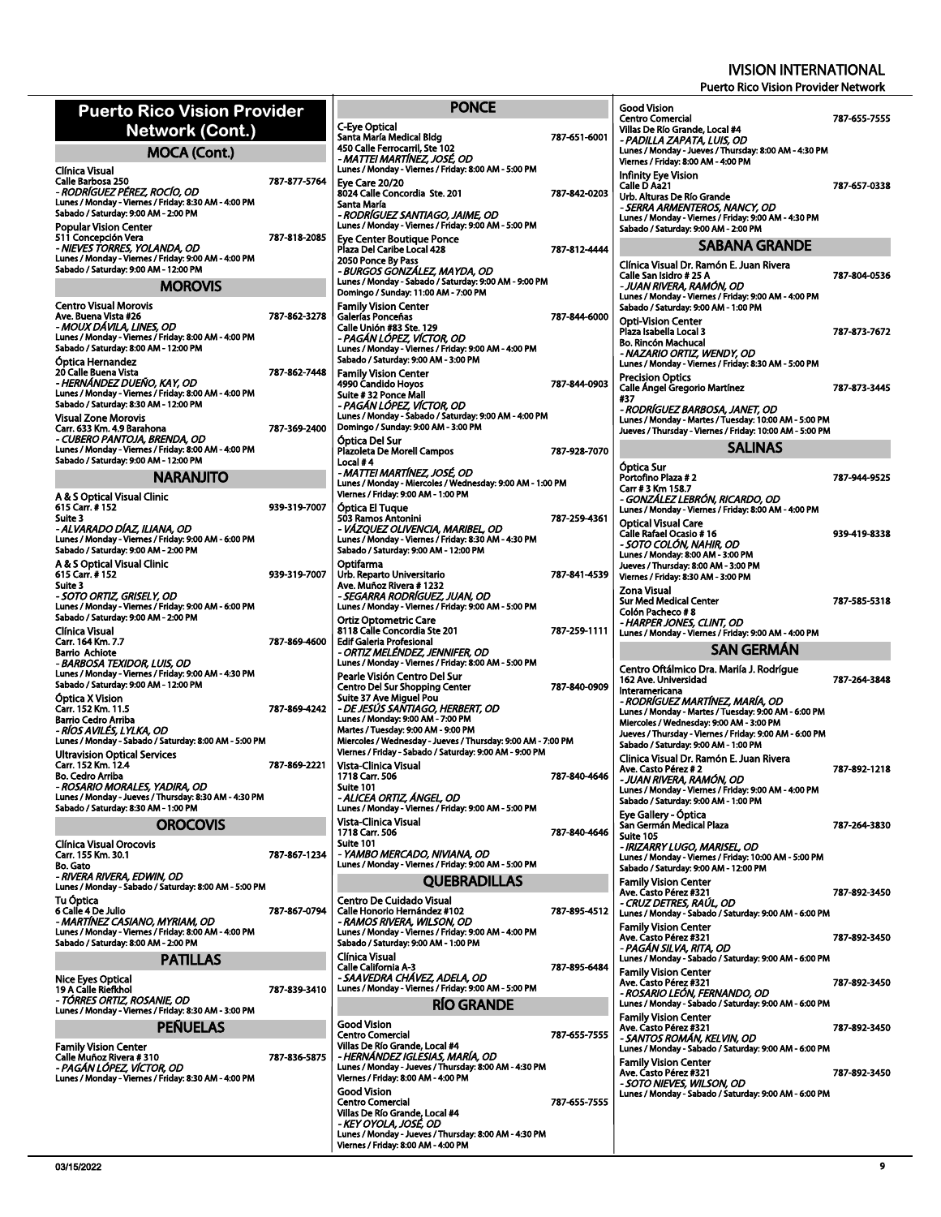# Puerto Rico Vision Provider Network (Cont.)

## MOCA (Cont.)

**Clínica Visual**
Calle Barbosa 250 — 787-877-5764
*- RODRÍGUEZ PÉREZ, ROCÍO, OD*
Lunes / Monday - Viernes / Friday: 8:30 AM - 4:00 PM
Sabado / Saturday: 9:00 AM - 2:00 PM

**Popular Vision Center**
511 Concepción Vera — 787-818-2085
*- NIEVES TORRES, YOLANDA, OD*
Lunes / Monday - Viernes / Friday: 9:00 AM - 4:00 PM
Sabado / Saturday: 9:00 AM - 12:00 PM

## MOROVIS

**Centro Visual Morovis**
Ave. Buena Vista #26 — 787-862-3278
*- MOUX DÁVILA, LINES, OD*
Lunes / Monday - Viernes / Friday: 8:00 AM - 4:00 PM
Sabado / Saturday: 8:00 AM - 12:00 PM

**Óptica Hernandez**
20 Calle Buena Vista — 787-862-7448
*- HERNÁNDEZ DUEÑO, KAY, OD*
Lunes / Monday - Viernes / Friday: 8:00 AM - 4:00 PM
Sabado / Saturday: 8:30 AM - 12:00 PM

**Visual Zone Morovis**
Carr. 633 Km. 4.9 Barahona — 787-369-2400
*- CUBERO PANTOJA, BRENDA, OD*
Lunes / Monday - Viernes / Friday: 8:00 AM - 4:00 PM
Sabado / Saturday: 9:00 AM - 12:00 PM

## NARANJITO

**A & S Optical Visual Clinic**
615 Carr. # 152 — 939-319-7007
Suite 3
*- ALVARADO DÍAZ, ILIANA, OD*
Lunes / Monday - Viernes / Friday: 9:00 AM - 6:00 PM
Sabado / Saturday: 9:00 AM - 2:00 PM

**A & S Optical Visual Clinic**
615 Carr. # 152 — 939-319-7007
Suite 3
*- SOTO ORTIZ, GRISELY, OD*
Lunes / Monday - Viernes / Friday: 9:00 AM - 6:00 PM
Sabado / Saturday: 9:00 AM - 2:00 PM

**Clínica Visual**
Carr. 164 Km. 7.7 — 787-869-4600
Barrio Achiote
*- BARBOSA TEXIDOR, LUIS, OD*
Lunes / Monday - Viernes / Friday: 9:00 AM - 4:30 PM
Sabado / Saturday: 9:00 AM - 12:00 PM

**Óptica X Vision**
Carr. 152 Km. 11.5 — 787-869-4242
Barrio Cedro Arriba
*- RÍOS AVILÉS, LYLKA, OD*
Lunes / Monday - Sabado / Saturday: 8:00 AM - 5:00 PM

**Ultravision Optical Services**
Carr. 152 Km. 12.4 — 787-869-2221
Bo. Cedro Arriba
*- ROSARIO MORALES, YADIRA, OD*
Lunes / Monday - Jueves / Thursday: 8:30 AM - 4:30 PM
Sabado / Saturday: 8:30 AM - 1:00 PM

## OROCOVIS

**Clínica Visual Orocovis**
Carr. 155 Km. 30.1 — 787-867-1234
Bo. Gato
*- RIVERA RIVERA, EDWIN, OD*
Lunes / Monday - Sabado / Saturday: 8:00 AM - 5:00 PM

**Tu Óptica**
6 Calle 4 De Julio — 787-867-0794
*- MARTÍNEZ CASIANO, MYRIAM, OD*
Lunes / Monday - Viernes / Friday: 8:00 AM - 4:00 PM
Sabado / Saturday: 8:00 AM - 2:00 PM

## PATILLAS

**Nice Eyes Optical**
19 A Calle Riefkhol — 787-839-3410
*- TÓRRES ORTIZ, ROSANIE, OD*
Lunes / Monday - Viernes / Friday: 8:30 AM - 3:00 PM

## PEÑUELAS

**Family Vision Center**
Calle Muñoz Rivera # 310 — 787-836-5875
*- PAGÁN LÓPEZ, VÍCTOR, OD*
Lunes / Monday - Viernes / Friday: 8:30 AM - 4:00 PM

## PONCE

**C-Eye Optical**
Santa María Medical Bldg — 787-651-6001
450 Calle Ferrocarril, Ste 102
*- MATTEI MARTÍNEZ, JOSÉ, OD*
Lunes / Monday - Viernes / Friday: 8:00 AM - 5:00 PM

**Eye Care 20/20**
8024 Calle Concordia Ste. 201 — 787-842-0203
Santa María
*- RODRÍGUEZ SANTIAGO, JAIME, OD*
Lunes / Monday - Viernes / Friday: 9:00 AM - 5:00 PM

**Eye Center Boutique Ponce**
Plaza Del Caribe Local 428 — 787-812-4444
2050 Ponce By Pass
*- BURGOS GONZÁLEZ, MAYDA, OD*
Lunes / Monday - Sabado / Saturday: 9:00 AM - 9:00 PM
Domingo / Sunday: 11:00 AM - 7:00 PM

**Family Vision Center**
Galerías Ponceñas — 787-844-6000
Calle Unión #83 Ste. 129
*- PAGÁN LÓPEZ, VÍCTOR, OD*
Lunes / Monday - Viernes / Friday: 9:00 AM - 4:00 PM
Sabado / Saturday: 9:00 AM - 3:00 PM

**Family Vision Center**
4990 Candido Hoyos — 787-844-0903
Suite # 32 Ponce Mall
*- PAGÁN LÓPEZ, VÍCTOR, OD*
Lunes / Monday - Sabado / Saturday: 9:00 AM - 4:00 PM
Domingo / Sunday: 9:00 AM - 3:00 PM

**Óptica Del Sur**
Plazoleta De Morell Campos — 787-928-7070
Local # 4
*- MATTEI MARTÍNEZ, JOSÉ, OD*
Lunes / Monday - Miercoles / Wednesday: 9:00 AM - 1:00 PM
Viernes / Friday: 9:00 AM - 1:00 PM

**Óptica El Tuque**
503 Ramos Antonini — 787-259-4361
*- VÁZQUEZ OLIVENCIA, MARIBEL, OD*
Lunes / Monday - Viernes / Friday: 8:30 AM - 4:30 PM
Sabado / Saturday: 9:00 AM - 12:00 PM

**Optifarma**
Urb. Reparto Universitario — 787-841-4539
Ave. Muñoz Rivera # 1232
*- SEGARRA RODRÍGUEZ, JUAN, OD*
Lunes / Monday - Viernes / Friday: 9:00 AM - 5:00 PM

**Ortiz Optometric Care**
8118 Calle Concordia Ste 201 — 787-259-1111
Edif Galeria Profesional
*- ORTIZ MELÉNDEZ, JENNIFER, OD*
Lunes / Monday - Viernes / Friday: 8:00 AM - 5:00 PM

**Pearle Visión Centro Del Sur**
Centro Del Sur Shopping Center — 787-840-0909
Suite 37 Ave Miguel Pou
*- DE JESÚS SANTIAGO, HERBERT, OD*
Lunes / Monday: 9:00 AM - 7:00 PM
Martes / Tuesday: 9:00 AM - 9:00 PM
Miercoles / Wednesday - Jueves / Thursday: 9:00 AM - 7:00 PM
Viernes / Friday - Sabado / Saturday: 9:00 AM - 9:00 PM

**Vista-Clinica Visual**
1718 Carr. 506 — 787-840-4646
Suite 101
*- ALICEA ORTIZ, ÁNGEL, OD*
Lunes / Monday - Viernes / Friday: 9:00 AM - 5:00 PM

**Vista-Clinica Visual**
1718 Carr. 506 — 787-840-4646
Suite 101
*- YAMBO MERCADO, NIVIANA, OD*
Lunes / Monday - Viernes / Friday: 9:00 AM - 5:00 PM

## QUEBRADILLAS

**Centro De Cuidado Visual**
Calle Honorio Hernández #102 — 787-895-4512
*- RAMOS RIVERA, WILSON, OD*
Lunes / Monday - Viernes / Friday: 9:00 AM - 4:00 PM
Sabado / Saturday: 9:00 AM - 1:00 PM

**Clínica Visual**
Calle California A-3 — 787-895-6484
*- SAAVEDRA CHÁVEZ, ADELA, OD*
Lunes / Monday - Viernes / Friday: 9:00 AM - 5:00 PM

## RÍO GRANDE

**Good Vision**
Centro Comercial — 787-655-7555
Villas De Río Grande, Local #4
*- HERNÁNDEZ IGLESIAS, MARÍA, OD*
Lunes / Monday - Jueves / Thursday: 8:00 AM - 4:30 PM
Viernes / Friday: 8:00 AM - 4:00 PM

**Good Vision**
Centro Comercial — 787-655-7555
Villas De Río Grande, Local #4
*- KEY OYOLA, JOSÉ, OD*
Lunes / Monday - Jueves / Thursday: 8:00 AM - 4:30 PM
Viernes / Friday: 8:00 AM - 4:00 PM

**Good Vision**
Centro Comercial — 787-655-7555
Villas De Río Grande, Local #4
*- PADILLA ZAPATA, LUIS, OD*
Lunes / Monday - Jueves / Thursday: 8:00 AM - 4:30 PM
Viernes / Friday: 8:00 AM - 4:00 PM

**Infinity Eye Vision**
Calle D Aa21 — 787-657-0338
Urb. Alturas De Río Grande
*- SERRA ARMENTEROS, NANCY, OD*
Lunes / Monday - Viernes / Friday: 9:00 AM - 4:30 PM
Sabado / Saturday: 9:00 AM - 2:00 PM

## SABANA GRANDE

**Clínica Visual Dr. Ramón E. Juan Rivera**
Calle San Isidro # 25 A — 787-804-0536
*- JUAN RIVERA, RAMÓN, OD*
Lunes / Monday - Viernes / Friday: 9:00 AM - 4:00 PM
Sabado / Saturday: 9:00 AM - 1:00 PM

**Opti-Vision Center**
Plaza Isabella Local 3 — 787-873-7672
Bo. Rincón Machucal
*- NAZARIO ORTIZ, WENDY, OD*
Lunes / Monday - Viernes / Friday: 8:30 AM - 5:00 PM

**Precision Optics**
Calle Ángel Gregorio Martínez — 787-873-3445
#37
*- RODRÍGUEZ BARBOSA, JANET, OD*
Lunes / Monday - Martes / Tuesday: 10:00 AM - 5:00 PM
Jueves / Thursday - Viernes / Friday: 10:00 AM - 5:00 PM

## SALINAS

**Óptica Sur**
Portofino Plaza # 2 — 787-944-9525
Carr # 3 Km 158.7
*- GONZÁLEZ LEBRÓN, RICARDO, OD*
Lunes / Monday - Viernes / Friday: 8:00 AM - 4:00 PM

**Optical Visual Care**
Calle Rafael Ocasio # 16 — 939-419-8338
*- SOTO COLÓN, NAHIR, OD*
Lunes / Monday: 8:00 AM - 3:00 PM
Jueves / Thursday: 8:00 AM - 3:00 PM
Viernes / Friday: 8:30 AM - 3:00 PM

**Zona Visual**
Sur Med Medical Center — 787-585-5318
Colón Pacheco # 8
*- HARPER JONES, CLINT, OD*
Lunes / Monday - Viernes / Friday: 9:00 AM - 4:00 PM

## SAN GERMÁN

**Centro Oftálmico Dra. María J. Rodrígue**
162 Ave. Universidad — 787-264-3848
Interamericana
*- RODRÍGUEZ MARTÍNEZ, MARÍA, OD*
Lunes / Monday - Martes / Tuesday: 9:00 AM - 6:00 PM
Miercoles / Wednesday: 9:00 AM - 3:00 PM
Jueves / Thursday - Viernes / Friday: 9:00 AM - 6:00 PM
Sabado / Saturday: 9:00 AM - 1:00 PM

**Clinica Visual Dr. Ramón E. Juan Rivera**
Ave. Casto Pérez # 2 — 787-892-1218
*- JUAN RIVERA, RAMÓN, OD*
Lunes / Monday - Viernes / Friday: 9:00 AM - 4:00 PM
Sabado / Saturday: 9:00 AM - 1:00 PM

**Eye Gallery - Óptica**
San Germán Medical Plaza — 787-264-3830
Suite 105
*- IRIZARRY LUGO, MARISEL, OD*
Lunes / Monday - Viernes / Friday: 10:00 AM - 5:00 PM
Sabado / Saturday: 9:00 AM - 12:00 PM

**Family Vision Center**
Ave. Casto Pérez #321 — 787-892-3450
*- CRUZ DETRES, RAÚL, OD*
Lunes / Monday - Sabado / Saturday: 9:00 AM - 6:00 PM

**Family Vision Center**
Ave. Casto Pérez #321 — 787-892-3450
*- PAGÁN SILVA, RITA, OD*
Lunes / Monday - Sabado / Saturday: 9:00 AM - 6:00 PM

**Family Vision Center**
Ave. Casto Pérez #321 — 787-892-3450
*- ROSARIO LEÓN, FERNANDO, OD*
Lunes / Monday - Sabado / Saturday: 9:00 AM - 6:00 PM

**Family Vision Center**
Ave. Casto Pérez #321 — 787-892-3450
*- SANTOS ROMÁN, KELVIN, OD*
Lunes / Monday - Sabado / Saturday: 9:00 AM - 6:00 PM

**Family Vision Center**
Ave. Casto Pérez #321 — 787-892-3450
*- SOTO NIEVES, WILSON, OD*
Lunes / Monday - Sabado / Saturday: 9:00 AM - 6:00 PM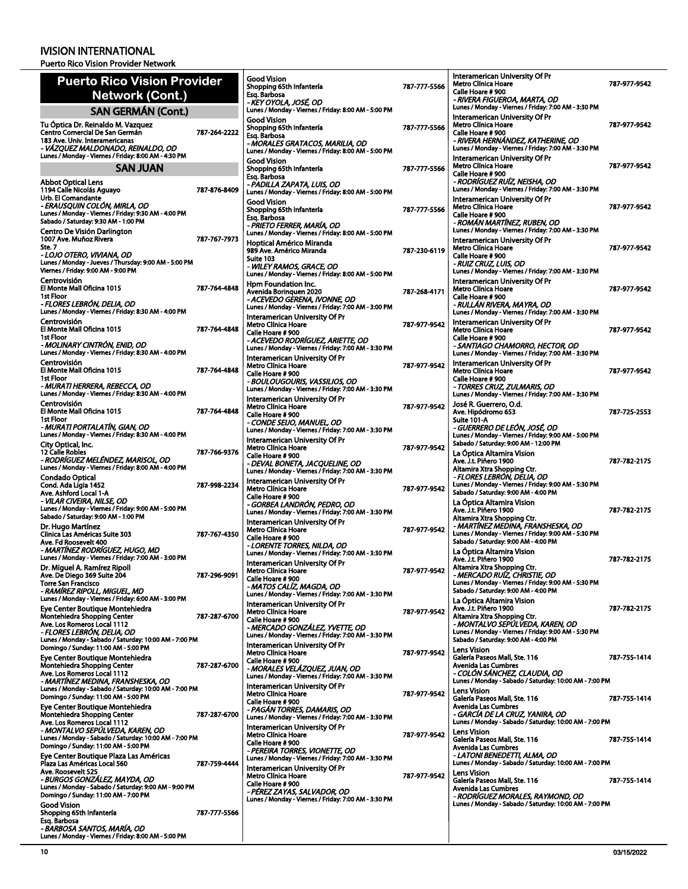## Puerto Rico Vision Provider Network (Cont.)

### SAN GERMÁN (Cont.)

**Tu Óptica Dr. Reinaldo M. Vazquez**
Centro Comercial De San Germán — 787-264-2222
183 Ave. Univ. Interamericanas
*- VÁZQUEZ MALDONADO, REINALDO, OD*
Lunes / Monday - Viernes / Friday: 8:00 AM - 4:30 PM

### SAN JUAN

**Abbot Optical Lens**
1194 Calle Nicolás Aguayo — 787-876-8409
Urb. El Comandante
*- ERAUSQUIN COLÓN, MIRLA, OD*
Lunes / Monday - Viernes / Friday: 9:30 AM - 4:00 PM
Sabado / Saturday: 9:30 AM - 1:00 PM

**Centro De Visión Darlington**
1007 Ave. Muñoz Rivera — 787-767-7973
Ste. 7
*- LOJO OTERO, VIVIANA, OD*
Lunes / Monday - Jueves / Thursday: 9:00 AM - 5:00 PM
Viernes / Friday: 9:00 AM - 9:00 PM

**Centrovisión**
El Monte Mall Oficina 1015 — 787-764-4848
1st Floor
*- FLORES LEBRÓN, DELIA, OD*
Lunes / Monday - Viernes / Friday: 8:30 AM - 4:00 PM

**Centrovisión**
El Monte Mall Oficina 1015 — 787-764-4848
1st Floor
*- MOLINARY CINTRÓN, ENID, OD*
Lunes / Monday - Viernes / Friday: 8:30 AM - 4:00 PM

**Centrovisión**
El Monte Mall Oficina 1015 — 787-764-4848
1st Floor
*- MURATI HERRERA, REBECCA, OD*
Lunes / Monday - Viernes / Friday: 8:30 AM - 4:00 PM

**Centrovisión**
El Monte Mall Oficina 1015 — 787-764-4848
1st Floor
*- MURATI PORTALATÍN, GIAN, OD*
Lunes / Monday - Viernes / Friday: 8:30 AM - 4:00 PM

**City Optical, Inc.**
12 Calle Robles — 787-766-9376
*- RODRÍGUEZ MELÉNDEZ, MARISOL, OD*
Lunes / Monday - Viernes / Friday: 8:00 AM - 4:00 PM

**Condado Optical**
Cond. Ada Ligia 1452 — 787-998-2234
Ave. Ashford Local 1-A
*- VILAR CIVEIRA, NILSE, OD*
Lunes / Monday - Viernes / Friday: 9:00 AM - 5:00 PM
Sabado / Saturday: 9:00 AM - 1:00 PM

**Dr. Hugo Martínez**
Clínica Las Américas Suite 303 — 787-767-4350
Ave. Fd Roosevelt 400
*- MARTÍNEZ RODRÍGUEZ, HUGO, MD*
Lunes / Monday - Viernes / Friday: 7:00 AM - 3:00 PM

**Dr. Miguel A. Ramírez Ripoll**
Ave. De Diego 369 Suite 204 — 787-296-9091
Torre San Francisco
*- RAMÍREZ RIPOLL, MIGUEL, MD*
Lunes / Monday - Viernes / Friday: 6:00 AM - 3:00 PM

**Eye Center Boutique Montehiedra**
Montehiedra Shopping Center — 787-287-6700
Ave. Los Romeros Local 1112
*- FLORES LEBRÓN, DELIA, OD*
Lunes / Monday - Sabado / Saturday: 10:00 AM - 7:00 PM
Domingo / Sunday: 11:00 AM - 5:00 PM

**Eye Center Boutique Montehiedra**
Montehiedra Shopping Center — 787-287-6700
Ave. Los Romeros Local 1112
*- MARTÍNEZ MEDINA, FRANSHESKA, OD*
Lunes / Monday - Sabado / Saturday: 10:00 AM - 7:00 PM
Domingo / Sunday: 11:00 AM - 5:00 PM

**Eye Center Boutique Montehiedra**
Montehiedra Shopping Center — 787-287-6700
Ave. Los Romeros Local 1112
*- MONTALVO SEPÚLVEDA, KAREN, OD*
Lunes / Monday - Sabado / Saturday: 10:00 AM - 7:00 PM
Domingo / Sunday: 11:00 AM - 5:00 PM

**Eye Center Boutique Plaza Las Américas**
Plaza Las Américas Local 560 — 787-759-4444
Ave. Roosevelt 525
*- BURGOS GONZÁLEZ, MAYDA, OD*
Lunes / Monday - Sabado / Saturday: 9:00 AM - 9:00 PM
Domingo / Sunday: 11:00 AM - 7:00 PM

**Good Vision**
Shopping 65th Infantería — 787-777-5566
Esq. Barbosa
*- BARBOSA SANTOS, MARÍA, OD*
Lunes / Monday - Viernes / Friday: 8:00 AM - 5:00 PM

**Good Vision**
Shopping 65th Infantería — 787-777-5566
Esq. Barbosa
*- KEY OYOLA, JOSÉ, OD*
Lunes / Monday - Viernes / Friday: 8:00 AM - 5:00 PM

**Good Vision**
Shopping 65th Infantería — 787-777-5566
Esq. Barbosa
*- MORALES GRATACOS, MARILIA, OD*
Lunes / Monday - Viernes / Friday: 8:00 AM - 5:00 PM

**Good Vision**
Shopping 65th Infantería — 787-777-5566
Esq. Barbosa
*- PADILLA ZAPATA, LUIS, OD*
Lunes / Monday - Viernes / Friday: 8:00 AM - 5:00 PM

**Good Vision**
Shopping 65th Infantería — 787-777-5566
Esq. Barbosa
*- PRIETO FERRER, MARÍA, OD*
Lunes / Monday - Viernes / Friday: 8:00 AM - 5:00 PM

**Hoptical Américo Miranda**
989 Ave. Américo Miranda — 787-230-6119
Suite 103
*- WILEY RAMOS, GRACE, OD*
Lunes / Monday - Viernes / Friday: 8:00 AM - 5:00 PM

**Hpm Foundation Inc.**
Avenida Borinquen 2020 — 787-268-4171
*- ACEVEDO GERENA, IVONNE, OD*
Lunes / Monday - Viernes / Friday: 7:00 AM - 3:00 PM

**Interamerican University Of Pr**
Metro Clínica Hoare — 787-977-9542
Calle Hoare # 900
*- ACEVEDO RODRÍGUEZ, ARIETTE, OD*
Lunes / Monday - Viernes / Friday: 7:00 AM - 3:30 PM

**Interamerican University Of Pr**
Metro Clínica Hoare — 787-977-9542
Calle Hoare # 900
*- BOULOUGOURIS, VASSILIOS, OD*
Lunes / Monday - Viernes / Friday: 7:00 AM - 3:30 PM

**Interamerican University Of Pr**
Metro Clínica Hoare — 787-977-9542
Calle Hoare # 900
*- CONDE SEIJO, MANUEL, OD*
Lunes / Monday - Viernes / Friday: 7:00 AM - 3:30 PM

**Interamerican University Of Pr**
Metro Clínica Hoare — 787-977-9542
Calle Hoare # 900
*- DEVAL BONETA, JACQUELINE, OD*
Lunes / Monday - Viernes / Friday: 7:00 AM - 3:30 PM

**Interamerican University Of Pr**
Metro Clínica Hoare — 787-977-9542
Calle Hoare # 900
*- GORBEA LANDRÓN, PEDRO, OD*
Lunes / Monday - Viernes / Friday: 7:00 AM - 3:30 PM

**Interamerican University Of Pr**
Metro Clínica Hoare — 787-977-9542
Calle Hoare # 900
*- LORENTE TORRES, NILDA, OD*
Lunes / Monday - Viernes / Friday: 7:00 AM - 3:30 PM

**Interamerican University Of Pr**
Metro Clínica Hoare — 787-977-9542
Calle Hoare # 900
*- MATOS CALÍZ, MAGDA, OD*
Lunes / Monday - Viernes / Friday: 7:00 AM - 3:30 PM

**Interamerican University Of Pr**
Metro Clínica Hoare — 787-977-9542
Calle Hoare # 900
*- MERCADO GONZÁLEZ, YVETTE, OD*
Lunes / Monday - Viernes / Friday: 7:00 AM - 3:30 PM

**Interamerican University Of Pr**
Metro Clínica Hoare — 787-977-9542
Calle Hoare # 900
*- MORALES VELÁZQUEZ, JUAN, OD*
Lunes / Monday - Viernes / Friday: 7:00 AM - 3:30 PM

**Interamerican University Of Pr**
Metro Clínica Hoare — 787-977-9542
Calle Hoare # 900
*- PAGÁN TORRES, DAMARIS, OD*
Lunes / Monday - Viernes / Friday: 7:00 AM - 3:30 PM

**Interamerican University Of Pr**
Metro Clínica Hoare — 787-977-9542
Calle Hoare # 900
*- PEREIRA TORRES, VIONETTE, OD*
Lunes / Monday - Viernes / Friday: 7:00 AM - 3:30 PM

**Interamerican University Of Pr**
Metro Clínica Hoare — 787-977-9542
Calle Hoare # 900
*- PÉREZ ZAYAS, SALVADOR, OD*
Lunes / Monday - Viernes / Friday: 7:00 AM - 3:30 PM

**Interamerican University Of Pr**
Metro Clínica Hoare — 787-977-9542
Calle Hoare # 900
*- RIVERA FIGUEROA, MARTA, OD*
Lunes / Monday - Viernes / Friday: 7:00 AM - 3:30 PM

**Interamerican University Of Pr**
Metro Clínica Hoare — 787-977-9542
Calle Hoare # 900
*- RIVERA HERNÁNDEZ, KATHERINE, OD*
Lunes / Monday - Viernes / Friday: 7:00 AM - 3:30 PM

**Interamerican University Of Pr**
Metro Clínica Hoare — 787-977-9542
Calle Hoare # 900
*- RODRÍGUEZ RUÍZ, NEISHA, OD*
Lunes / Monday - Viernes / Friday: 7:00 AM - 3:30 PM

**Interamerican University Of Pr**
Metro Clínica Hoare — 787-977-9542
Calle Hoare # 900
*- ROMÁN MARTÍNEZ, RUBEN, OD*
Lunes / Monday - Viernes / Friday: 7:00 AM - 3:30 PM

**Interamerican University Of Pr**
Metro Clínica Hoare — 787-977-9542
Calle Hoare # 900
*- RUIZ CRUZ, LUIS, OD*
Lunes / Monday - Viernes / Friday: 7:00 AM - 3:30 PM

**Interamerican University Of Pr**
Metro Clínica Hoare — 787-977-9542
Calle Hoare # 900
*- RULLÁN RIVERA, MAYRA, OD*
Lunes / Monday - Viernes / Friday: 7:00 AM - 3:30 PM

**Interamerican University Of Pr**
Metro Clínica Hoare — 787-977-9542
Calle Hoare # 900
*- SANTIAGO CHAMORRO, HECTOR, OD*
Lunes / Monday - Viernes / Friday: 7:00 AM - 3:30 PM

**Interamerican University Of Pr**
Metro Clínica Hoare — 787-977-9542
Calle Hoare # 900
*- TORRES CRUZ, ZULMARIS, OD*
Lunes / Monday - Viernes / Friday: 7:00 AM - 3:30 PM

**José R. Guerrero, O.d.**
Ave. Hipódromo 653 — 787-725-2553
Suite 101-A
*- GUERRERO DE LEÓN, JOSÉ, OD*
Lunes / Monday - Viernes / Friday: 9:00 AM - 5:00 PM
Sabado / Saturday: 9:00 AM - 12:00 PM

**La Óptica Altamira Vision**
Ave. J.t. Piñero 1900 — 787-782-2175
Altamira Xtra Shopping Ctr.
*- FLORES LEBRÓN, DELIA, OD*
Lunes / Monday - Viernes / Friday: 9:00 AM - 5:30 PM
Sabado / Saturday: 9:00 AM - 4:00 PM

**La Óptica Altamira Vision**
Ave. J.t. Piñero 1900 — 787-782-2175
Altamira Xtra Shopping Ctr.
*- MARTÍNEZ MEDINA, FRANSHESKA, OD*
Lunes / Monday - Viernes / Friday: 9:00 AM - 5:30 PM
Sabado / Saturday: 9:00 AM - 4:00 PM

**La Óptica Altamira Vision**
Ave. J.t. Piñero 1900 — 787-782-2175
Altamira Xtra Shopping Ctr.
*- MERCADO RUÍZ, CHRISTIE, OD*
Lunes / Monday - Viernes / Friday: 9:00 AM - 5:30 PM
Sabado / Saturday: 9:00 AM - 4:00 PM

**La Óptica Altamira Vision**
Ave. J.t. Piñero 1900 — 787-782-2175
Altamira Xtra Shopping Ctr.
*- MONTALVO SEPÚLVEDA, KAREN, OD*
Lunes / Monday - Viernes / Friday: 9:00 AM - 5:30 PM
Sabado / Saturday: 9:00 AM - 4:00 PM

**Lens Vision**
Galería Paseos Mall, Ste. 116 — 787-755-1414
Avenida Las Cumbres
*- COLÓN SÁNCHEZ, CLAUDIA, OD*
Lunes / Monday - Sabado / Saturday: 10:00 AM - 7:00 PM

**Lens Vision**
Galería Paseos Mall, Ste. 116 — 787-755-1414
Avenida Las Cumbres
*- GARCÍA DE LA CRUZ, YANIRA, OD*
Lunes / Monday - Sabado / Saturday: 10:00 AM - 7:00 PM

**Lens Vision**
Galería Paseos Mall, Ste. 116 — 787-755-1414
Avenida Las Cumbres
*- LATONI BENEDETTI, ALMA, OD*
Lunes / Monday - Sabado / Saturday: 10:00 AM - 7:00 PM

**Lens Vision**
Galería Paseos Mall, Ste. 116 — 787-755-1414
Avenida Las Cumbres
*- RODRÍGUEZ MORALES, RAYMOND, OD*
Lunes / Monday - Sabado / Saturday: 10:00 AM - 7:00 PM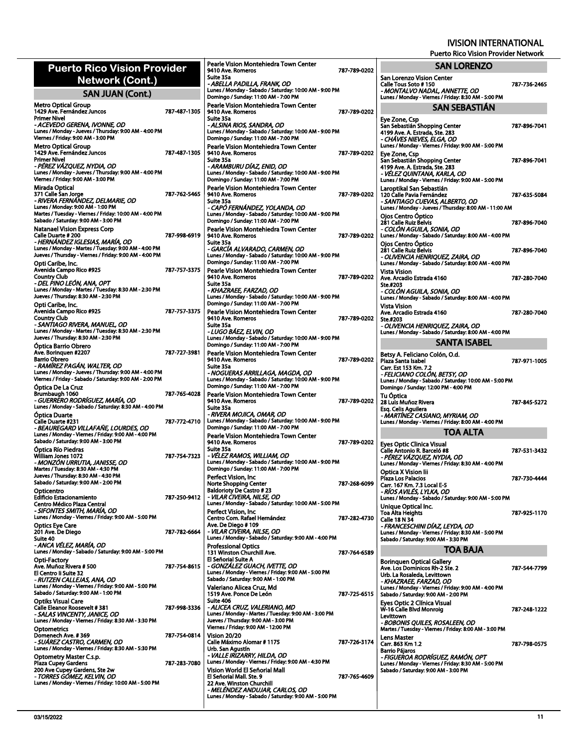# Puerto Rico Vision Provider Network (Cont.)

## SAN JUAN (Cont.)

**Metro Optical Group**
1429 Ave. Fernández Juncos — 787-487-1305
Primer Nivel
*- ACEVEDO GERENA, IVONNE, OD*
Lunes / Monday - Jueves / Thursday: 9:00 AM - 4:00 PM
Viernes / Friday: 9:00 AM - 3:00 PM

**Metro Optical Group**
1429 Ave. Fernández Juncos — 787-487-1305
Primer Nivel
*- PÉREZ VÁZQUEZ, NYDIA, OD*
Lunes / Monday - Jueves / Thursday: 9:00 AM - 4:00 PM
Viernes / Friday: 9:00 AM - 3:00 PM

**Mirada Optical**
371 Calle San Jorge — 787-762-5465
*- RIVERA FERNÁNDEZ, DELMARIE, OD*
Lunes / Monday: 9:00 AM - 1:00 PM
Martes / Tuesday - Viernes / Friday: 10:00 AM - 4:00 PM
Sabado / Saturday: 9:00 AM - 3:00 PM

**Natanael Vision Express Corp**
Calle Duarte # 200 — 787-998-6919
*- HERNÁNDEZ IGLESIAS, MARÍA, OD*
Lunes / Monday - Martes / Tuesday: 9:00 AM - 4:00 PM
Jueves / Thursday - Viernes / Friday: 9:00 AM - 4:00 PM

**Opti Caribe, Inc.**
Avenida Campo Rico #925 — 787-757-3375
Country Club
*- DEL PINO LEÓN, ANA, OPT*
Lunes / Monday - Martes / Tuesday: 8:30 AM - 2:30 PM
Jueves / Thursday: 8:30 AM - 2:30 PM

**Opti Caribe, Inc.**
Avenida Campo Rico #925 — 787-757-3375
Country Club
*- SANTIAGO RIVERA, MANUEL, OD*
Lunes / Monday - Martes / Tuesday: 8:30 AM - 2:30 PM
Jueves / Thursday: 8:30 AM - 2:30 PM

**Óptica Barrio Obrero**
Ave. Borinquen #2207 — 787-727-3981
Barrio Obrero
*- RAMÍREZ PAGÁN, WALTER, OD*
Lunes / Monday - Jueves / Thursday: 9:00 AM - 4:00 PM
Viernes / Friday - Sabado / Saturday: 9:00 AM - 2:00 PM

**Óptica De La Cruz**
Brumbaugh 1060 — 787-765-4028
*- GUERRERO RODRÍGUEZ, MARÍA, OD*
Lunes / Monday - Sabado / Saturday: 8:30 AM - 4:00 PM

**Óptica Duarte**
Calle Duarte #231 — 787-772-4710
*- BEAUREGARD VILLAFAÑE, LOURDES, OD*
Lunes / Monday - Viernes / Friday: 9:00 AM - 4:00 PM
Sabado / Saturday: 9:00 AM - 3:00 PM

**Óptica Río Piedras**
William Jones 1072 — 787-754-7323
*- MONZÓN URRUTIA, JANISSE, OD*
Martes / Tuesday: 8:30 AM - 4:30 PM
Jueves / Thursday: 8:30 AM - 4:30 PM
Sabado / Saturday: 9:00 AM - 2:00 PM

**Opticentro**
Edificio Estacionamiento — 787-250-9412
Centro Médico Plaza Central
*- SIFONTES SMITH, MARÍA, OD*
Lunes / Monday - Viernes / Friday: 9:00 AM - 5:00 PM

**Optics Eye Care**
201 Ave. De Diego — 787-782-6664
Suite 40
*- ANCA VÉLEZ, MARÍA, OD*
Lunes / Monday - Sabado / Saturday: 9:00 AM - 5:00 PM

**Opti-Factory**
Ave. Muñoz Rivera # 500 — 787-754-8615
El Centro Ii Suite 32
*- RUTZEN CALLEJAS, ANA, OD*
Lunes / Monday - Viernes / Friday: 9:00 AM - 5:00 PM
Sabado / Saturday: 9:00 AM - 1:00 PM

**Optiks Visual Care**
Calle Eleanor Roosevelt # 381 — 787-998-3336
*- SALAS VINCENTY, JANICE, OD*
Lunes / Monday - Viernes / Friday: 8:30 AM - 3:30 PM

**Optometrics**
Domenech Ave. # 369 — 787-754-0814
*- SUÁREZ CASTRO, CARMEN, OD*
Lunes / Monday - Viernes / Friday: 8:30 AM - 5:30 PM

**Optometry Master C.s.p.**
Plaza Cupey Gardens — 787-283-7080
200 Ave Cupey Gardens, Ste 2w
*- TORRES GÓMEZ, KELVIN, OD*
Lunes / Monday - Viernes / Friday: 10:00 AM - 5:00 PM

**Pearle Vision Montehiedra Town Center**
9410 Ave. Romeros — 787-789-0202
Suite 35a
*- ABELLA PADILLA, FRANK, OD*
Lunes / Monday - Sabado / Saturday: 10:00 AM - 9:00 PM
Domingo / Sunday: 11:00 AM - 7:00 PM

**Pearle Vision Montehiedra Town Center**
9410 Ave. Romeros — 787-789-0202
Suite 35a
*- ALSINA RIOS, SANDRA, OD*
Lunes / Monday - Sabado / Saturday: 10:00 AM - 9:00 PM
Domingo / Sunday: 11:00 AM - 7:00 PM

**Pearle Vision Montehiedra Town Center**
9410 Ave. Romeros — 787-789-0202
Suite 35a
*- ARAMBURU DÍAZ, ENID, OD*
Lunes / Monday - Sabado / Saturday: 10:00 AM - 9:00 PM
Domingo / Sunday: 11:00 AM - 7:00 PM

**Pearle Vision Montehiedra Town Center**
9410 Ave. Romeros — 787-789-0202
Suite 35a
*- CAPÓ FERNÁNDEZ, YOLANDA, OD*
Lunes / Monday - Sabado / Saturday: 10:00 AM - 9:00 PM
Domingo / Sunday: 11:00 AM - 7:00 PM

**Pearle Vision Montehiedra Town Center**
9410 Ave. Romeros — 787-789-0202
Suite 35a
*- GARCÍA ALVARADO, CARMEN, OD*
Lunes / Monday - Sabado / Saturday: 10:00 AM - 9:00 PM
Domingo / Sunday: 11:00 AM - 7:00 PM

**Pearle Vision Montehiedra Town Center**
9410 Ave. Romeros — 787-789-0202
Suite 35a
*- KHAZRAEE, FARZAD, OD*
Lunes / Monday - Sabado / Saturday: 10:00 AM - 9:00 PM
Domingo / Sunday: 11:00 AM - 7:00 PM

**Pearle Vision Montehiedra Town Center**
9410 Ave. Romeros — 787-789-0202
Suite 35a
*- LUGO BÁEZ, ELVIN, OD*
Lunes / Monday - Sabado / Saturday: 10:00 AM - 9:00 PM
Domingo / Sunday: 11:00 AM - 7:00 PM

**Pearle Vision Montehiedra Town Center**
9410 Ave. Romeros — 787-789-0202
Suite 35a
*- NOGUERAS ARRILLAGA, MAGDA, OD*
Lunes / Monday - Sabado / Saturday: 10:00 AM - 9:00 PM
Domingo / Sunday: 11:00 AM - 7:00 PM

**Pearle Vision Montehiedra Town Center**
9410 Ave. Romeros — 787-789-0202
Suite 35a
*- RIVERA MOJICA, OMAR, OD*
Lunes / Monday - Sabado / Saturday: 10:00 AM - 9:00 PM
Domingo / Sunday: 11:00 AM - 7:00 PM

**Pearle Vision Montehiedra Town Center**
9410 Ave. Romeros — 787-789-0202
Suite 35a
*- VÉLEZ RAMOS, WILLIAM, OD*
Lunes / Monday - Sabado / Saturday: 10:00 AM - 9:00 PM
Domingo / Sunday: 11:00 AM - 7:00 PM

**Perfect Vision, Inc**
Norte Shopping Center — 787-268-6099
Baldorioty De Castro # 23
*- VILAR CIVEIRA, NILSE, OD*
Lunes / Monday - Sabado / Saturday: 10:00 AM - 5:00 PM

**Perfect Vision, Inc**
Centro Com. Rafael Hernández — 787-282-4730
Ave. De Diego # 109
*- VILAR CIVEIRA, NILSE, OD*
Lunes / Monday - Sabado / Saturday: 9:00 AM - 4:00 PM

**Professional Optics**
131 Winston Churchill Ave. — 787-764-6589
El Señorial Suite A
*- GONZÁLEZ GUACH, IVETTE, OD*
Lunes / Monday - Viernes / Friday: 9:00 AM - 5:00 PM
Sabado / Saturday: 9:00 AM - 1:00 PM

**Valeriano Alicea Cruz, Md**
1519 Ave. Ponce De León — 787-725-6515
Suite 406
*- ALICEA CRUZ, VALERIANO, MD*
Lunes / Monday - Martes / Tuesday: 9:00 AM - 3:00 PM
Jueves / Thursday: 9:00 AM - 3:00 PM
Viernes / Friday: 9:00 AM - 12:00 PM

**Vision 20/20**
Calle Máximo Alomar # 1175 — 787-726-3174
Urb. San Agustín
*- VALLE IRIZARRY, HILDA, OD*
Lunes / Monday - Viernes / Friday: 9:00 AM - 4:30 PM

**Vision World El Señorial Mall**
El Señorial Mall. Ste. 9 — 787-765-4609
22 Ave. Winston Churchill
*- MELÉNDEZ ANDUJAR, CARLOS, OD*
Lunes / Monday - Sabado / Saturday: 9:00 AM - 5:00 PM

## SAN LORENZO

**San Lorenzo Vision Center**
Calle Tous Soto # 150 — 787-736-2465
*- MONTALVO NADAL, ANNETTE, OD*
Lunes / Monday - Viernes / Friday: 8:30 AM - 5:00 PM

## SAN SEBASTIÁN

**Eye Zone, Csp**
San Sebastián Shopping Center — 787-896-7041
4199 Ave. A. Estrada, Ste. 283
*- CHÁVES NIEVES, ELGA, OD*
Lunes / Monday - Viernes / Friday: 9:00 AM - 5:00 PM

**Eye Zone, Csp**
San Sebastián Shopping Center — 787-896-7041
4199 Ave. A. Estrada, Ste. 283
*- VÉLEZ QUINTANA, KARLA, OD*
Lunes / Monday - Viernes / Friday: 9:00 AM - 5:00 PM

**Laroptikal San Sebastián**
120 Calle Pavia Fernández — 787-635-5084
*- SANTIAGO CUEVAS, ALBERTO, OD*
Lunes / Monday - Jueves / Thursday: 8:00 AM - 11:00 AM

**Ojos Centro Óptico**
281 Calle Ruiz Belvis — 787-896-7040
*- COLÓN AGUILA, SONIA, OD*
Lunes / Monday - Sabado / Saturday: 8:00 AM - 4:00 PM

**Ojos Centro Óptico**
281 Calle Ruiz Belvis — 787-896-7040
*- OLIVENCIA HENRIQUEZ, ZAIRA, OD*
Lunes / Monday - Sabado / Saturday: 8:00 AM - 4:00 PM

**Vista Vision**
Ave. Arcadio Estrada 4160 — 787-280-7040
Ste.#203
*- COLÓN AGUILA, SONIA, OD*
Lunes / Monday - Sabado / Saturday: 8:00 AM - 4:00 PM

**Vista Vision**
Ave. Arcadio Estrada 4160 — 787-280-7040
Ste.#203
*- OLIVENCIA HENRIQUEZ, ZAIRA, OD*
Lunes / Monday - Sabado / Saturday: 8:00 AM - 4:00 PM

## SANTA ISABEL

**Betsy A. Feliciano Colón, O.d.**
Plaza Santa Isabel — 787-971-1005
Carr. Est 153 Km. 7.2
*- FELICIANO COLÓN, BETSY, OD*
Lunes / Monday - Sabado / Saturday: 10:00 AM - 5:00 PM
Domingo / Sunday: 12:00 PM - 4:00 PM

**Tu Óptica**
28 Luis Muñoz Rivera — 787-845-5272
Esq. Celis Aguilera
*- MARTÍNEZ CASIANO, MYRIAM, OD*
Lunes / Monday - Viernes / Friday: 8:00 AM - 4:00 PM

## TOA ALTA

**Eyes Optic Clinica Visual**
Calle Antonio R. Barceló #8 — 787-531-3432
*- PÉREZ VÁZQUEZ, NYDIA, OD*
Lunes / Monday - Viernes / Friday: 8:30 AM - 4:00 PM

**Optica X Vision Iii**
Plaza Los Palacios — 787-730-4444
Carr. 167 Km. 7.3 Local E-5
*- RÍOS AVILÉS, LYLKA, OD*
Lunes / Monday - Sabado / Saturday: 9:00 AM - 5:00 PM

**Unique Optical Inc.**
Toa Alta Heights — 787-925-1170
Calle 18 N 34
*- FRANCESCHINI DÍAZ, LEYDA, OD*
Lunes / Monday - Viernes / Friday: 8:30 AM - 5:00 PM
Sabado / Saturday: 9:00 AM - 3:30 PM

## TOA BAJA

**Borinquen Optical Gallery**
Ave. Los Dominicos Rh-2 Ste. 2 — 787-544-7799
Urb. La Rosaleda, Levittown
*- KHAZRAEE, FARZAD, OD*
Lunes / Monday - Viernes / Friday: 9:00 AM - 4:00 PM
Sabado / Saturday: 9:00 AM - 2:00 PM

**Eyes Optic 2 Clínica Visual**
W-16 Calle Blvd Monroig — 787-248-1222
Levittown
*- BOBONIS QUILES, ROSALEEN, OD*
Martes / Tuesday - Viernes / Friday: 8:00 AM - 3:00 PM

**Lens Master**
Carr. 863 Km 1.2 — 787-798-0575
Barrio Pájaros
*- FIGUEROA RODRÍGUEZ, RAMÓN, OPT*
Lunes / Monday - Viernes / Friday: 8:30 AM - 5:00 PM
Sabado / Saturday: 9:00 AM - 3:00 PM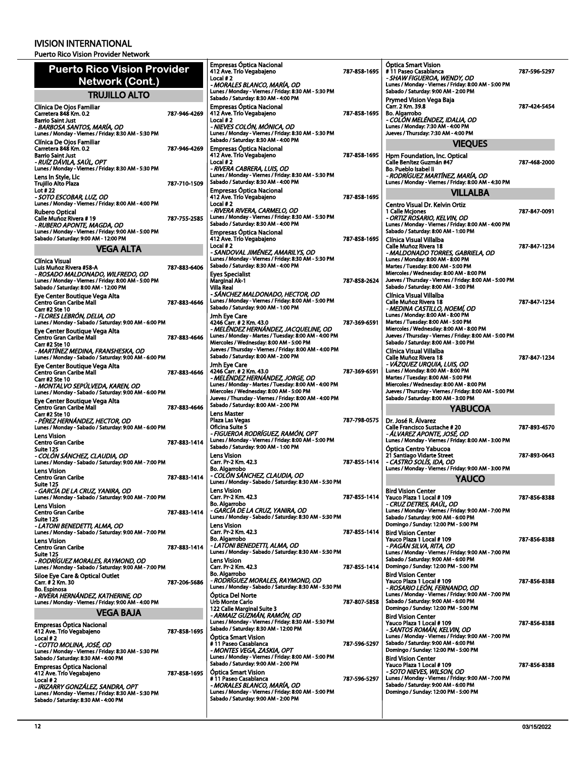# Puerto Rico Vision Provider Network (Cont.)

## TRUJILLO ALTO

**Clínica De Ojos Familiar**
Carretera 848 Km. 0.2 — 787-946-4269
Barrio Saint Just
*- BARBOSA SANTOS, MARÍA, OD*
Lunes / Monday - Viernes / Friday: 8:30 AM - 5:30 PM

**Clínica De Ojos Familiar**
Carretera 848 Km. 0.2 — 787-946-4269
Barrio Saint Just
*- RUÍZ DÁVILA, SAÚL, OPT*
Lunes / Monday - Viernes / Friday: 8:30 AM - 5:30 PM

**Lens In Style, Llc**
Trujillo Alto Plaza — 787-710-1509
Lot # 22
*- SOTO ESCOBAR, LUZ, OD*
Lunes / Monday - Viernes / Friday: 8:00 AM - 4:00 PM

**Rubero Optical**
Calle Muñoz Rivera # 19 — 787-755-2585
*- RUBERO APONTE, MAGDA, OD*
Lunes / Monday - Viernes / Friday: 9:00 AM - 5:00 PM
Sabado / Saturday: 9:00 AM - 12:00 PM

## VEGA ALTA

**Clínica Visual**
Luis Muñoz Rivera #58-A — 787-883-6406
*- ROSADO MALDONADO, WILFREDO, OD*
Lunes / Monday - Viernes / Friday: 8:00 AM - 5:00 PM
Sabado / Saturday: 8:00 AM - 12:00 PM

**Eye Center Boutique Vega Alta**
Centro Gran Caribe Mall — 787-883-4646
Carr #2 Ste 10
*- FLORES LEBRÓN, DELIA, OD*
Lunes / Monday - Sabado / Saturday: 9:00 AM - 6:00 PM

**Eye Center Boutique Vega Alta**
Centro Gran Caribe Mall — 787-883-4646
Carr #2 Ste 10
*- MARTÍNEZ MEDINA, FRANSHESKA, OD*
Lunes / Monday - Sabado / Saturday: 9:00 AM - 6:00 PM

**Eye Center Boutique Vega Alta**
Centro Gran Caribe Mall — 787-883-4646
Carr #2 Ste 10
*- MONTALVO SEPÚLVEDA, KAREN, OD*
Lunes / Monday - Sabado / Saturday: 9:00 AM - 6:00 PM

**Eye Center Boutique Vega Alta**
Centro Gran Caribe Mall — 787-883-4646
Carr #2 Ste 10
*- PÉREZ HERNÁNDEZ, HECTOR, OD*
Lunes / Monday - Sabado / Saturday: 9:00 AM - 6:00 PM

**Lens Vision**
Centro Gran Caribe — 787-883-1414
Suite 125
*- COLÓN SÁNCHEZ, CLAUDIA, OD*
Lunes / Monday - Sabado / Saturday: 9:00 AM - 7:00 PM

**Lens Vision**
Centro Gran Caribe — 787-883-1414
Suite 125
*- GARCÍA DE LA CRUZ, YANIRA, OD*
Lunes / Monday - Sabado / Saturday: 9:00 AM - 7:00 PM

**Lens Vision**
Centro Gran Caribe — 787-883-1414
Suite 125
*- LATONI BENEDETTI, ALMA, OD*
Lunes / Monday - Sabado / Saturday: 9:00 AM - 7:00 PM

**Lens Vision**
Centro Gran Caribe — 787-883-1414
Suite 125
*- RODRÍGUEZ MORALES, RAYMOND, OD*
Lunes / Monday - Sabado / Saturday: 9:00 AM - 7:00 PM

**Siloe Eye Care & Optical Outlet**
Carr. # 2 Km. 30 — 787-206-5686
Bo. Espinosa
*- RIVERA HERNÁNDEZ, KATHERINE, OD*
Lunes / Monday - Viernes / Friday: 9:00 AM - 4:00 PM

## VEGA BAJA

**Empresas Óptica Nacional**
412 Ave. Trio Vegabajeno — 787-858-1695
Local # 2
*- COTTO MOLINA, JOSÉ, OD*
Lunes / Monday - Viernes / Friday: 8:30 AM - 5:30 PM
Sabado / Saturday: 8:30 AM - 4:00 PM

**Empresas Óptica Nacional**
412 Ave. Trio Vegabajeno — 787-858-1695
Local # 2
*- IRIZARRY GONZÁLEZ, SANDRA, OPT*
Lunes / Monday - Viernes / Friday: 8:30 AM - 5:30 PM
Sabado / Saturday: 8:30 AM - 4:00 PM

**Empresas Óptica Nacional**
412 Ave. Trio Vegabajeno — 787-858-1695
Local # 2
*- MORALES BLANCO, MARÍA, OD*
Lunes / Monday - Viernes / Friday: 8:30 AM - 5:30 PM
Sabado / Saturday: 8:30 AM - 4:00 PM

**Empresas Óptica Nacional**
412 Ave. Trio Vegabajeno — 787-858-1695
Local # 2
*- NIEVES COLÓN, MÓNICA, OD*
Lunes / Monday - Viernes / Friday: 8:30 AM - 5:30 PM
Sabado / Saturday: 8:30 AM - 4:00 PM

**Empresas Óptica Nacional**
412 Ave. Trio Vegabajeno — 787-858-1695
Local # 2
*- RIVERA CABRERA, LUIS, OD*
Lunes / Monday - Viernes / Friday: 8:30 AM - 5:30 PM
Sabado / Saturday: 8:30 AM - 4:00 PM

**Empresas Óptica Nacional**
412 Ave. Trio Vegabajeno — 787-858-1695
Local # 2
*- RIVERA RIVERA, CARMELO, OD*
Lunes / Monday - Viernes / Friday: 8:30 AM - 5:30 PM
Sabado / Saturday: 8:30 AM - 4:00 PM

**Empresas Óptica Nacional**
412 Ave. Trio Vegabajeno — 787-858-1695
Local # 2
*- SANDOVAL JIMÉNEZ, AMARILYS, OD*
Lunes / Monday - Viernes / Friday: 8:30 AM - 5:30 PM
Sabado / Saturday: 8:30 AM - 4:00 PM

**Eyes Specialist**
Marginal Ak-1 — 787-858-2624
Villa Real
*- SÁNCHEZ MALDONADO, HECTOR, OD*
Lunes / Monday - Viernes / Friday: 8:00 AM - 5:00 PM
Sabado / Saturday: 9:00 AM - 1:00 PM

**Jmh Eye Care**
4246 Carr. # 2 Km. 43.0 — 787-369-6591
*- MELÉNDEZ HERNÁNDEZ, JACQUELINE, OD*
Lunes / Monday - Martes / Tuesday: 8:00 AM - 4:00 PM
Miercoles / Wednesday: 8:00 AM - 5:00 PM
Jueves / Thursday - Viernes / Friday: 8:00 AM - 4:00 PM
Sabado / Saturday: 8:00 AM - 2:00 PM

**Jmh Eye Care**
4246 Carr. # 2 Km. 43.0 — 787-369-6591
*- MELÉNDEZ HERNÁNDEZ, JORGE, OD*
Lunes / Monday - Martes / Tuesday: 8:00 AM - 4:00 PM
Miercoles / Wednesday: 8:00 AM - 5:00 PM
Jueves / Thursday - Viernes / Friday: 8:00 AM - 4:00 PM
Sabado / Saturday: 8:00 AM - 2:00 PM

**Lens Master**
Plaza Las Vegas — 787-798-0575
Oficina Suite 5
*- FIGUEROA RODRÍGUEZ, RAMÓN, OPT*
Lunes / Monday - Viernes / Friday: 8:00 AM - 5:00 PM
Sabado / Saturday: 9:00 AM - 1:00 PM

**Lens Vision**
Carr. Pr-2 Km. 42.3 — 787-855-1414
Bo. Algarrobo
*- COLÓN SÁNCHEZ, CLAUDIA, OD*
Lunes / Monday - Sabado / Saturday: 8:30 AM - 5:30 PM

**Lens Vision**
Carr. Pr-2 Km. 42.3 — 787-855-1414
Bo. Algarrobo
*- GARCÍA DE LA CRUZ, YANIRA, OD*
Lunes / Monday - Sabado / Saturday: 8:30 AM - 5:30 PM

**Lens Vision**
Carr. Pr-2 Km. 42.3 — 787-855-1414
Bo. Algarrobo
*- LATONI BENEDETTI, ALMA, OD*
Lunes / Monday - Sabado / Saturday: 8:30 AM - 5:30 PM

**Lens Vision**
Carr. Pr-2 Km. 42.3 — 787-855-1414
Bo. Algarrobo
*- RODRÍGUEZ MORALES, RAYMOND, OD*
Lunes / Monday - Sabado / Saturday: 8:30 AM - 5:30 PM

**Óptica Del Norte**
Urb Monte Carlo — 787-807-5858
122 Calle Marginal Suite 3
*- ARMAIZ GUZMÁN, RAMÓN, OD*
Lunes / Monday - Viernes / Friday: 8:30 AM - 5:30 PM
Sabado / Saturday: 8:30 AM - 12:00 PM

**Óptica Smart Vision**
# 11 Paseo Casablanca — 787-596-5297
*- MONTES VEGA, ZASKIA, OPT*
Lunes / Monday - Viernes / Friday: 8:00 AM - 5:00 PM
Sabado / Saturday: 9:00 AM - 2:00 PM

**Óptica Smart Vision**
# 11 Paseo Casablanca — 787-596-5297
*- MORALES BLANCO, MARÍA, OD*
Lunes / Monday - Viernes / Friday: 8:00 AM - 5:00 PM
Sabado / Saturday: 9:00 AM - 2:00 PM

**Óptica Smart Vision**
# 11 Paseo Casablanca — 787-596-5297
*- SHAW FIGUEROA, WENDY, OD*
Lunes / Monday - Viernes / Friday: 8:00 AM - 5:00 PM
Sabado / Saturday: 9:00 AM - 2:00 PM

**Prymed Vision Vega Baja**
Carr. 2 Km. 39.8 — 787-424-5454
Bo. Algarrobo
*- COLÓN MELÉNDEZ, IDALIA, OD*
Lunes / Monday: 7:30 AM - 4:00 PM
Jueves / Thursday: 7:30 AM - 4:00 PM

## VIEQUES

**Hpm Foundation, Inc. Optical**
Calle Benítez Guzmán #47 — 787-468-2000
Bo. Pueblo Isabel II
*- RODRÍGUEZ MARTÍNEZ, MARÍA, OD*
Lunes / Monday - Viernes / Friday: 8:00 AM - 4:30 PM

## VILLALBA

**Centro Visual Dr. Kelvin Ortiz**
1 Calle Mcjones — 787-847-0091
*- ORTIZ ROSARIO, KELVIN, OD*
Lunes / Monday - Viernes / Friday: 8:00 AM - 4:00 PM
Sabado / Saturday: 8:00 AM - 1:00 PM

**Clínica Visual Villalba**
Calle Muñoz Rivera 18 — 787-847-1234
*- MALDONADO TORRES, GABRIELA, OD*
Lunes / Monday: 8:00 AM - 8:00 PM
Martes / Tuesday: 8:00 AM - 5:00 PM
Miercoles / Wednesday: 8:00 AM - 8:00 PM
Jueves / Thursday - Viernes / Friday: 8:00 AM - 5:00 PM
Sabado / Saturday: 8:00 AM - 3:00 PM

**Clínica Visual Villalba**
Calle Muñoz Rivera 18 — 787-847-1234
*- MEDINA CASTILLO, NOEMÍ, OD*
Lunes / Monday: 8:00 AM - 8:00 PM
Martes / Tuesday: 8:00 AM - 5:00 PM
Miercoles / Wednesday: 8:00 AM - 8:00 PM
Jueves / Thursday - Viernes / Friday: 8:00 AM - 5:00 PM
Sabado / Saturday: 8:00 AM - 3:00 PM

**Clínica Visual Villalba**
Calle Muñoz Rivera 18 — 787-847-1234
*- VÁZQUEZ URQUIA, LUIS, OD*
Lunes / Monday: 8:00 AM - 8:00 PM
Martes / Tuesday: 8:00 AM - 5:00 PM
Miercoles / Wednesday: 8:00 AM - 8:00 PM
Jueves / Thursday - Viernes / Friday: 8:00 AM - 5:00 PM
Sabado / Saturday: 8:00 AM - 3:00 PM

## YABUCOA

**Dr. José R. Álvarez**
Calle Francisco Sustache # 20 — 787-893-4570
*- ÁLVAREZ APONTE, JOSÉ, OD*
Lunes / Monday - Viernes / Friday: 8:00 AM - 3:00 PM

**Óptica Centro Yabucoa**
21 Santiago Vidarte Street — 787-893-0643
*- CASTRO SOLÍS, IDA, OD*
Lunes / Monday - Viernes / Friday: 9:00 AM - 3:00 PM

## YAUCO

**Bird Vision Center**
Yauco Plaza 1 Local # 109 — 787-856-8388
*- CRUZ DETRES, RAÚL, OD*
Lunes / Monday - Viernes / Friday: 9:00 AM - 7:00 PM
Sabado / Saturday: 9:00 AM - 6:00 PM
Domingo / Sunday: 12:00 PM - 5:00 PM

**Bird Vision Center**
Yauco Plaza 1 Local # 109 — 787-856-8388
*- PAGÁN SILVA, RITA, OD*
Lunes / Monday - Viernes / Friday: 9:00 AM - 7:00 PM
Sabado / Saturday: 9:00 AM - 6:00 PM
Domingo / Sunday: 12:00 PM - 5:00 PM

**Bird Vision Center**
Yauco Plaza 1 Local # 109 — 787-856-8388
*- ROSARIO LEÓN, FERNANDO, OD*
Lunes / Monday - Viernes / Friday: 9:00 AM - 7:00 PM
Sabado / Saturday: 9:00 AM - 6:00 PM
Domingo / Sunday: 12:00 PM - 5:00 PM

**Bird Vision Center**
Yauco Plaza 1 Local # 109 — 787-856-8388
*- SANTOS ROMÁN, KELVIN, OD*
Lunes / Monday - Viernes / Friday: 9:00 AM - 7:00 PM
Sabado / Saturday: 9:00 AM - 6:00 PM
Domingo / Sunday: 12:00 PM - 5:00 PM

**Bird Vision Center**
Yauco Plaza 1 Local # 109 — 787-856-8388
*- SOTO NIEVES, WILSON, OD*
Lunes / Monday - Viernes / Friday: 9:00 AM - 7:00 PM
Sabado / Saturday: 9:00 AM - 6:00 PM
Domingo / Sunday: 12:00 PM - 5:00 PM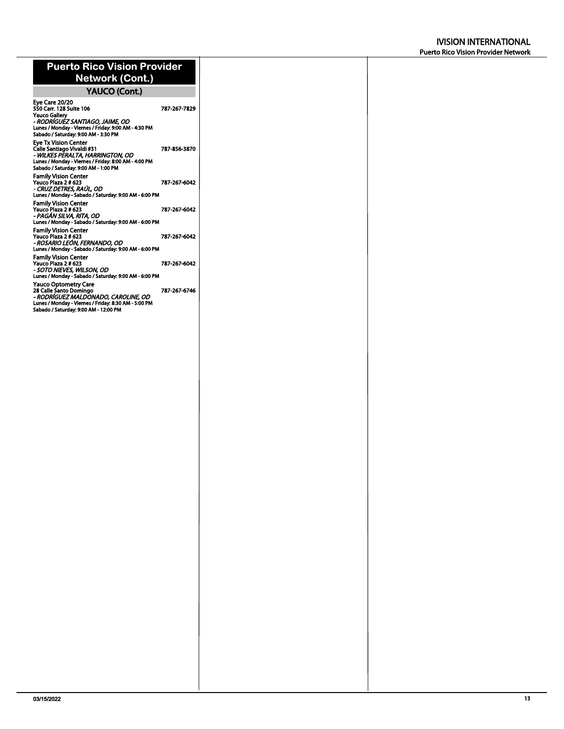## Puerto Rico Vision Provider Network (Cont.)

### YAUCO (Cont.)

**Eye Care 20/20**
**550 Carr. 128 Suite 106** **787-267-7829**
**Yauco Gallery**
***- RODRÍGUEZ SANTIAGO, JAIME, OD***
**Lunes / Monday - Viernes / Friday: 9:00 AM - 4:30 PM**
**Sabado / Saturday: 9:00 AM - 3:30 PM**

**Eye Tx Vision Center**
**Calle Santiago Vivaldi #31** **787-856-3870**
***- WILKES PERALTA, HARRINGTON, OD***
**Lunes / Monday - Viernes / Friday: 8:00 AM - 4:00 PM**
**Sabado / Saturday: 9:00 AM - 1:00 PM**

**Family Vision Center**
**Yauco Plaza 2 # 623** **787-267-6042**
***- CRUZ DETRES, RAÚL, OD***
**Lunes / Monday - Sabado / Saturday: 9:00 AM - 6:00 PM**

**Family Vision Center**
**Yauco Plaza 2 # 623** **787-267-6042**
***- PAGÁN SILVA, RITA, OD***
**Lunes / Monday - Sabado / Saturday: 9:00 AM - 6:00 PM**

**Family Vision Center**
**Yauco Plaza 2 # 623** **787-267-6042**
***- ROSARIO LEÓN, FERNANDO, OD***
**Lunes / Monday - Sabado / Saturday: 9:00 AM - 6:00 PM**

**Family Vision Center**
**Yauco Plaza 2 # 623** **787-267-6042**
***- SOTO NIEVES, WILSON, OD***
**Lunes / Monday - Sabado / Saturday: 9:00 AM - 6:00 PM**

**Yauco Optometry Care**
**28 Calle Santo Domingo** **787-267-6746**
***- RODRÍGUEZ MALDONADO, CAROLINE, OD***
**Lunes / Monday - Viernes / Friday: 8:30 AM - 5:00 PM**
**Sabado / Saturday: 9:00 AM - 12:00 PM**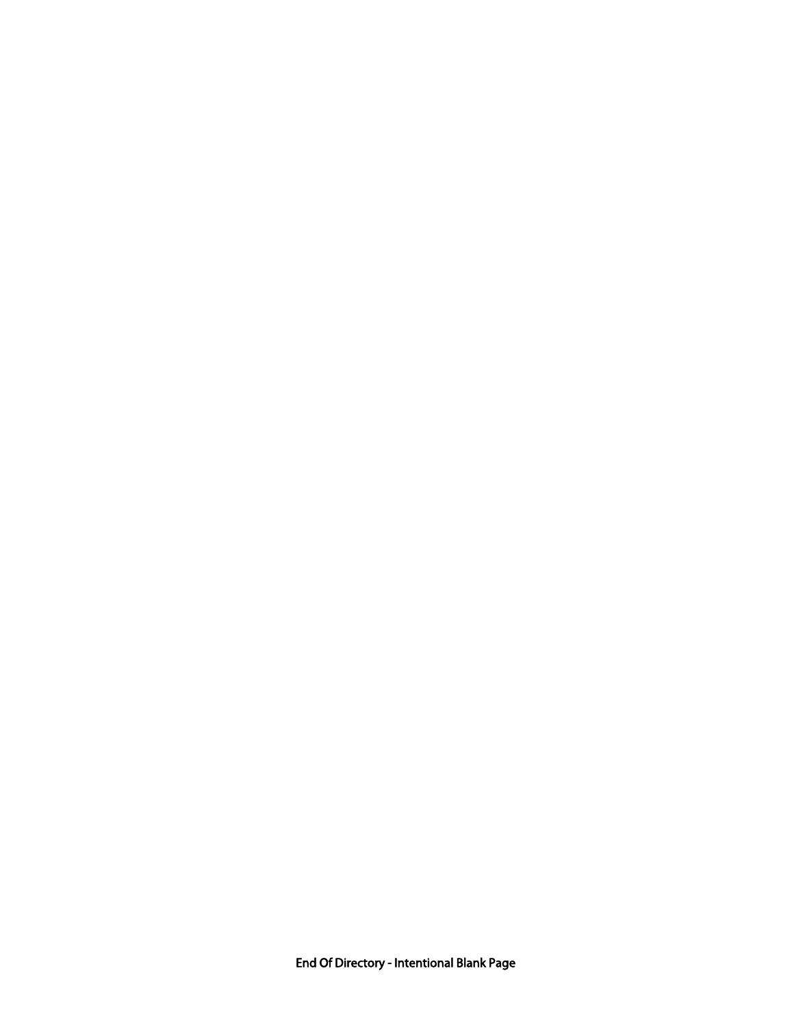End Of Directory - Intentional Blank Page